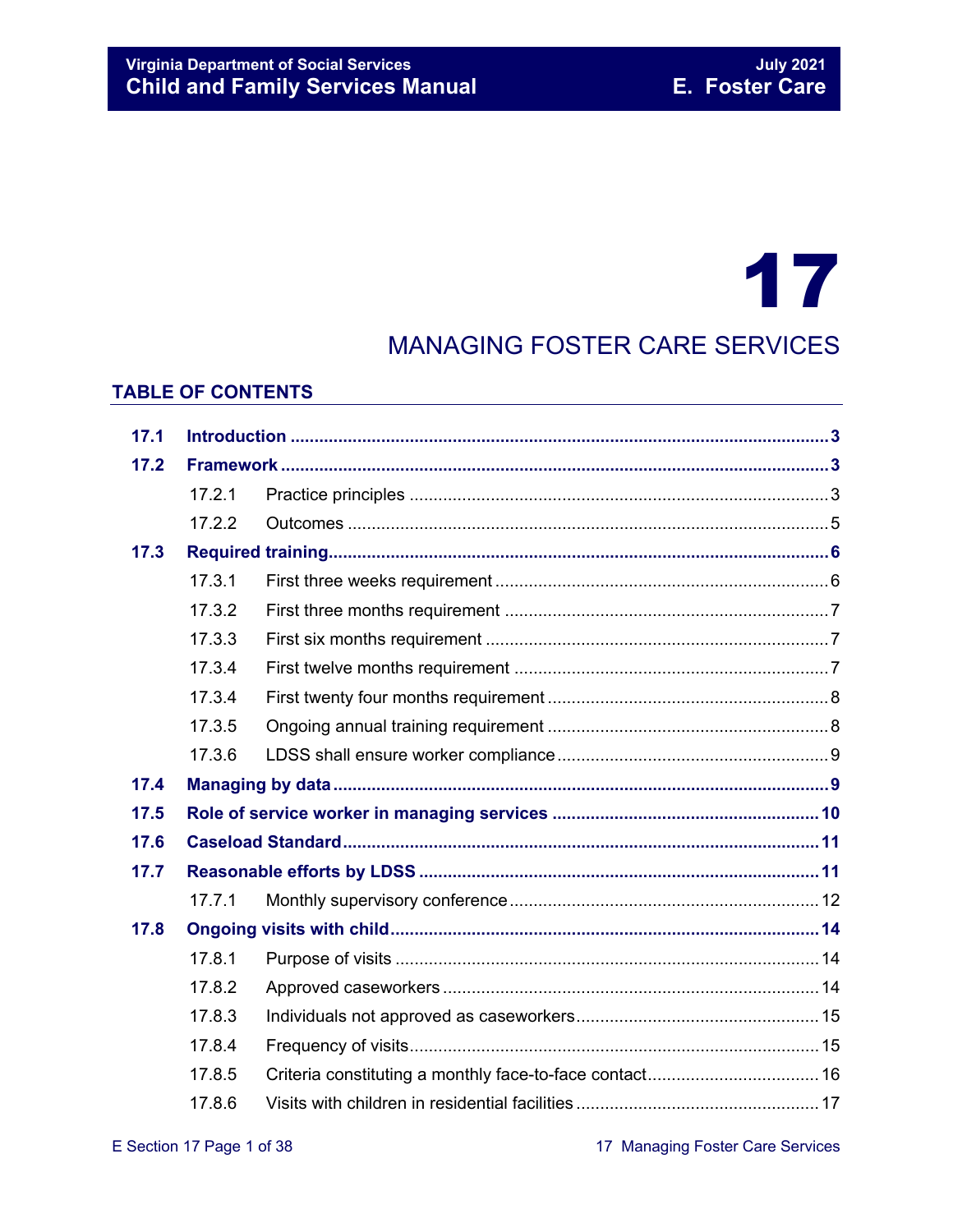# 17

## MANAGING FOSTER CARE SERVICES

### TABLE OF CONTENTS

| | | | |
|---|---|---|---|
| **17.1** | **Introduction** | | **3** |
| **17.2** | **Framework** | | **3** |
| | 17.2.1 | Practice principles | 3 |
| | 17.2.2 | Outcomes | 5 |
| **17.3** | **Required training** | | **6** |
| | 17.3.1 | First three weeks requirement | 6 |
| | 17.3.2 | First three months requirement | 7 |
| | 17.3.3 | First six months requirement | 7 |
| | 17.3.4 | First twelve months requirement | 7 |
| | 17.3.4 | First twenty four months requirement | 8 |
| | 17.3.5 | Ongoing annual training requirement | 8 |
| | 17.3.6 | LDSS shall ensure worker compliance | 9 |
| **17.4** | **Managing by data** | | **9** |
| **17.5** | **Role of service worker in managing services** | | **10** |
| **17.6** | **Caseload Standard** | | **11** |
| **17.7** | **Reasonable efforts by LDSS** | | **11** |
| | 17.7.1 | Monthly supervisory conference | 12 |
| **17.8** | **Ongoing visits with child** | | **14** |
| | 17.8.1 | Purpose of visits | 14 |
| | 17.8.2 | Approved caseworkers | 14 |
| | 17.8.3 | Individuals not approved as caseworkers | 15 |
| | 17.8.4 | Frequency of visits | 15 |
| | 17.8.5 | Criteria constituting a monthly face-to-face contact | 16 |
| | 17.8.6 | Visits with children in residential facilities | 17 |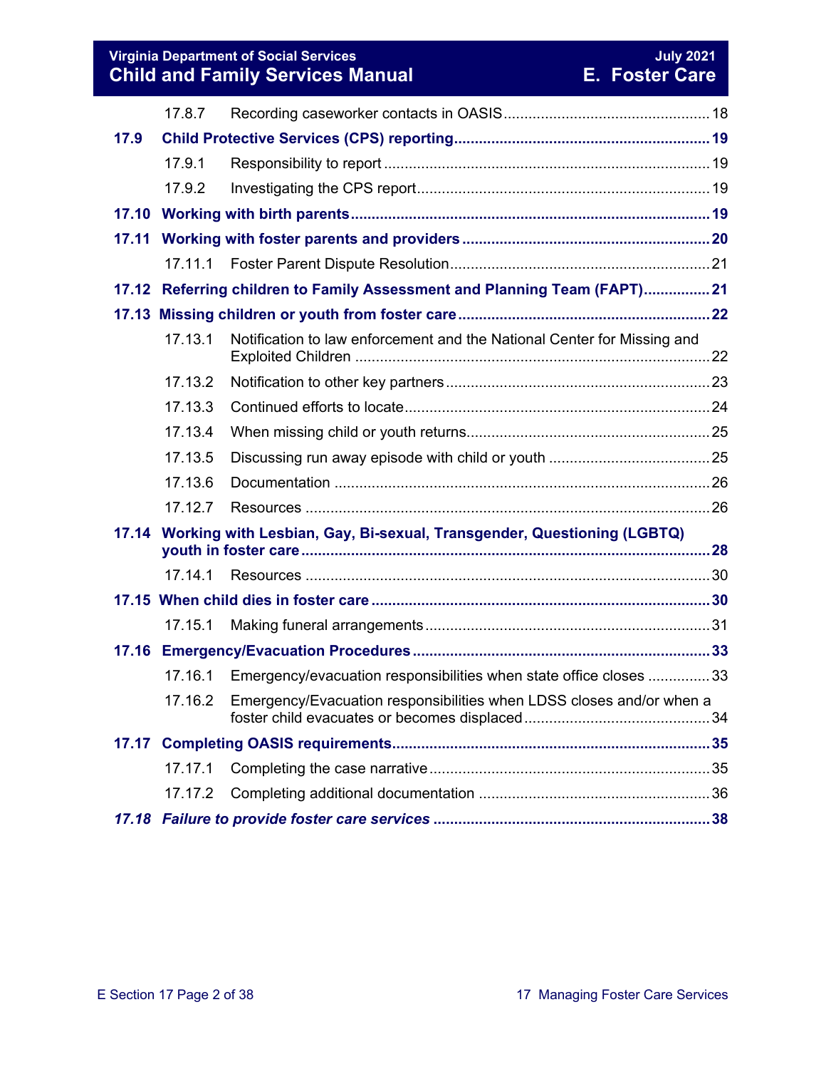| | | |
|---|---|---|
| 17.8.7 Recording caseworker contacts in OASIS | | 18 |
| **17.9** | **Child Protective Services (CPS) reporting** | **19** |
| | 17.9.1 Responsibility to report | 19 |
| | 17.9.2 Investigating the CPS report | 19 |
| **17.10** | **Working with birth parents** | **19** |
| **17.11** | **Working with foster parents and providers** | **20** |
| | 17.11.1 Foster Parent Dispute Resolution | 21 |
| **17.12** | **Referring children to Family Assessment and Planning Team (FAPT)** | **21** |
| **17.13** | **Missing children or youth from foster care** | **22** |
| | 17.13.1 Notification to law enforcement and the National Center for Missing and Exploited Children | 22 |
| | 17.13.2 Notification to other key partners | 23 |
| | 17.13.3 Continued efforts to locate | 24 |
| | 17.13.4 When missing child or youth returns | 25 |
| | 17.13.5 Discussing run away episode with child or youth | 25 |
| | 17.13.6 Documentation | 26 |
| | 17.12.7 Resources | 26 |
| **17.14** | **Working with Lesbian, Gay, Bi-sexual, Transgender, Questioning (LGBTQ) youth in foster care** | **28** |
| | 17.14.1 Resources | 30 |
| **17.15** | **When child dies in foster care** | **30** |
| | 17.15.1 Making funeral arrangements | 31 |
| **17.16** | **Emergency/Evacuation Procedures** | **33** |
| | 17.16.1 Emergency/evacuation responsibilities when state office closes | 33 |
| | 17.16.2 Emergency/Evacuation responsibilities when LDSS closes and/or when a foster child evacuates or becomes displaced | 34 |
| **17.17** | **Completing OASIS requirements** | **35** |
| | 17.17.1 Completing the case narrative | 35 |
| | 17.17.2 Completing additional documentation | 36 |
| ***17.18*** | ***Failure to provide foster care services*** | ***38*** |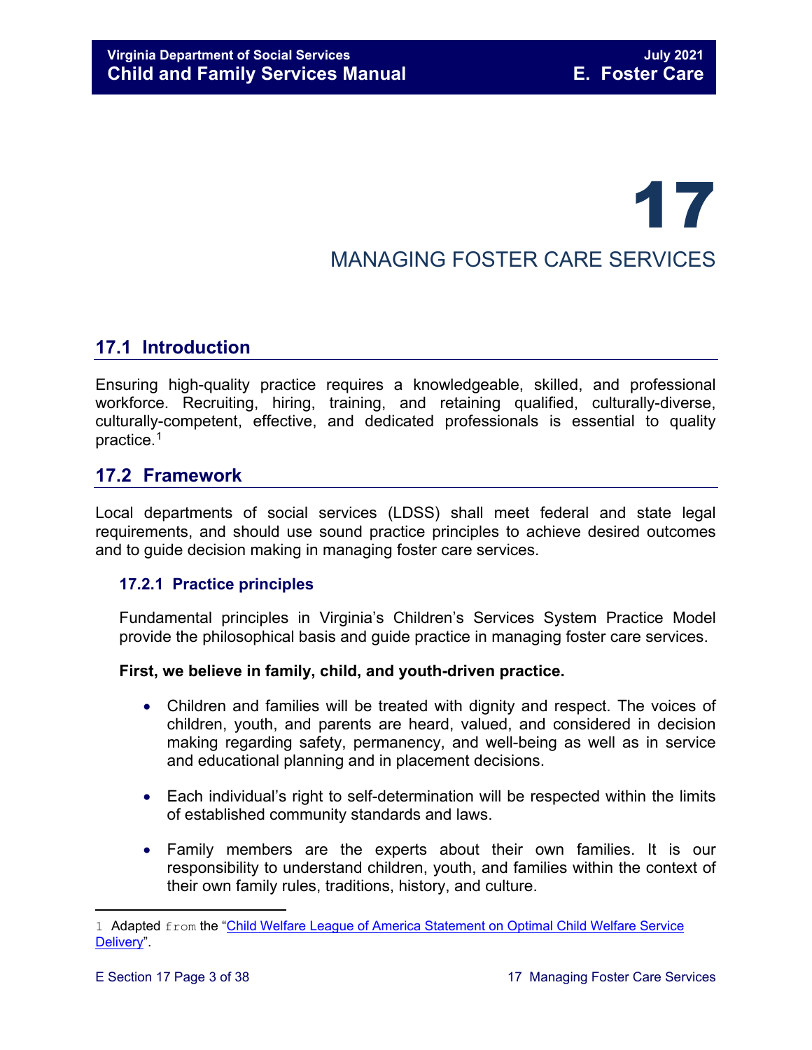# 17

# MANAGING FOSTER CARE SERVICES

## 17.1 Introduction

Ensuring high-quality practice requires a knowledgeable, skilled, and professional workforce. Recruiting, hiring, training, and retaining qualified, culturally-diverse, culturally-competent, effective, and dedicated professionals is essential to quality practice.[1]

## 17.2 Framework

Local departments of social services (LDSS) shall meet federal and state legal requirements, and should use sound practice principles to achieve desired outcomes and to guide decision making in managing foster care services.

### 17.2.1 Practice principles

Fundamental principles in Virginia's Children's Services System Practice Model provide the philosophical basis and guide practice in managing foster care services.

**First, we believe in family, child, and youth-driven practice.**

- Children and families will be treated with dignity and respect. The voices of children, youth, and parents are heard, valued, and considered in decision making regarding safety, permanency, and well-being as well as in service and educational planning and in placement decisions.
- Each individual's right to self-determination will be respected within the limits of established community standards and laws.
- Family members are the experts about their own families. It is our responsibility to understand children, youth, and families within the context of their own family rules, traditions, history, and culture.

---

1 Adapted from the "Child Welfare League of America Statement on Optimal Child Welfare Service Delivery".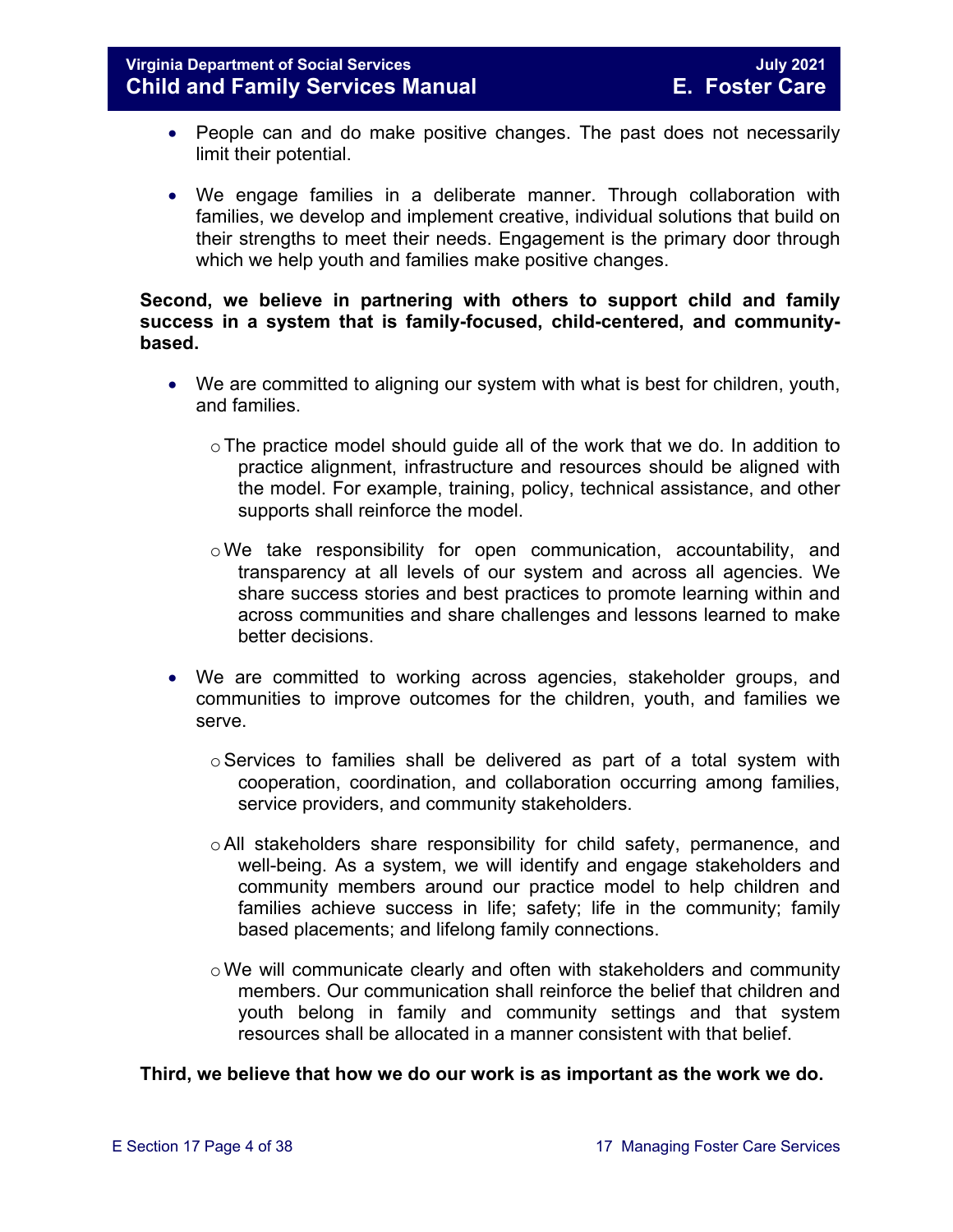- People can and do make positive changes. The past does not necessarily limit their potential.

- We engage families in a deliberate manner. Through collaboration with families, we develop and implement creative, individual solutions that build on their strengths to meet their needs. Engagement is the primary door through which we help youth and families make positive changes.

**Second, we believe in partnering with others to support child and family success in a system that is family-focused, child-centered, and community-based.**

- We are committed to aligning our system with what is best for children, youth, and families.

  - The practice model should guide all of the work that we do. In addition to practice alignment, infrastructure and resources should be aligned with the model. For example, training, policy, technical assistance, and other supports shall reinforce the model.

  - We take responsibility for open communication, accountability, and transparency at all levels of our system and across all agencies. We share success stories and best practices to promote learning within and across communities and share challenges and lessons learned to make better decisions.

- We are committed to working across agencies, stakeholder groups, and communities to improve outcomes for the children, youth, and families we serve.

  - Services to families shall be delivered as part of a total system with cooperation, coordination, and collaboration occurring among families, service providers, and community stakeholders.

  - All stakeholders share responsibility for child safety, permanence, and well-being. As a system, we will identify and engage stakeholders and community members around our practice model to help children and families achieve success in life; safety; life in the community; family based placements; and lifelong family connections.

  - We will communicate clearly and often with stakeholders and community members. Our communication shall reinforce the belief that children and youth belong in family and community settings and that system resources shall be allocated in a manner consistent with that belief.

**Third, we believe that how we do our work is as important as the work we do.**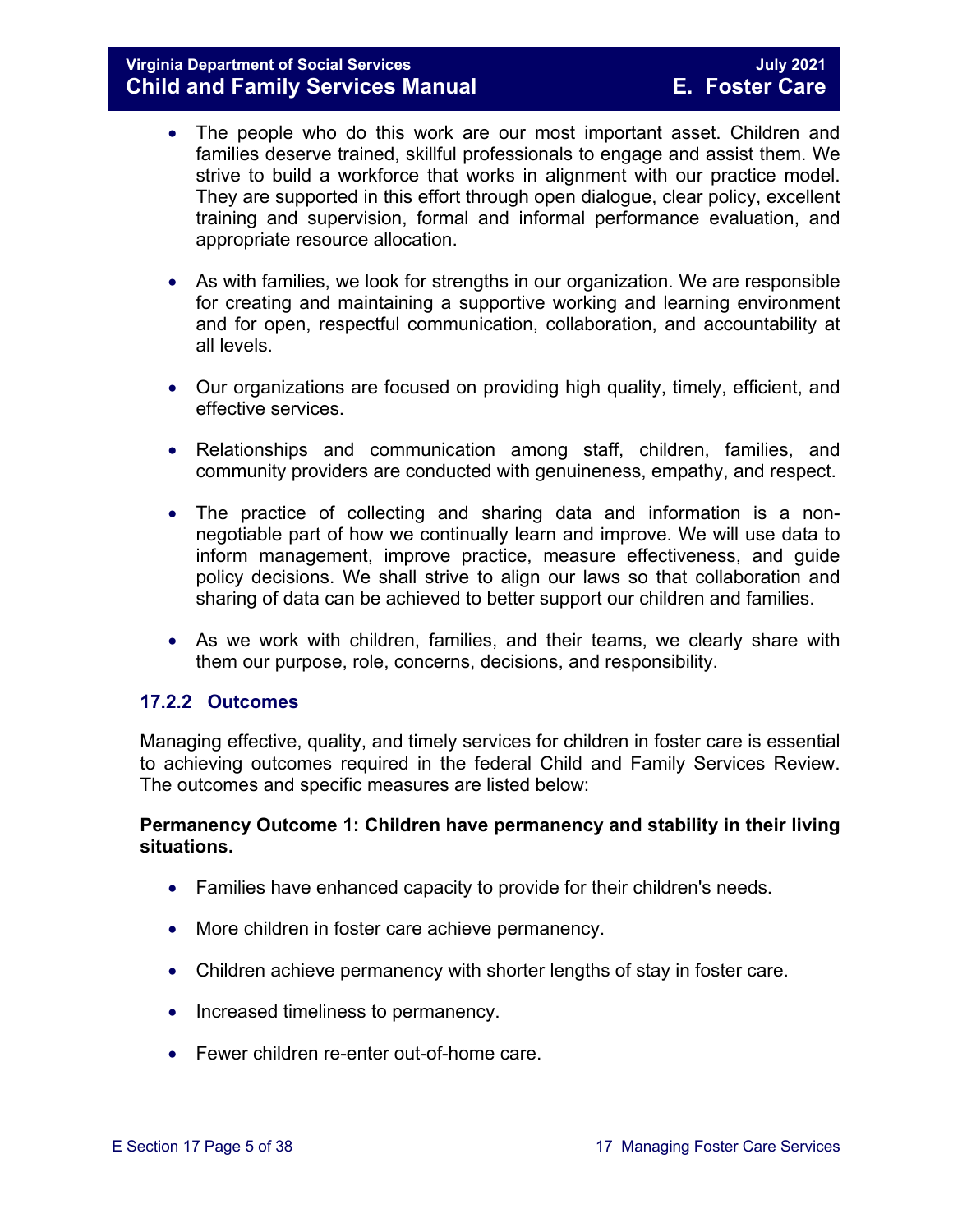- The people who do this work are our most important asset. Children and families deserve trained, skillful professionals to engage and assist them. We strive to build a workforce that works in alignment with our practice model. They are supported in this effort through open dialogue, clear policy, excellent training and supervision, formal and informal performance evaluation, and appropriate resource allocation.

- As with families, we look for strengths in our organization. We are responsible for creating and maintaining a supportive working and learning environment and for open, respectful communication, collaboration, and accountability at all levels.

- Our organizations are focused on providing high quality, timely, efficient, and effective services.

- Relationships and communication among staff, children, families, and community providers are conducted with genuineness, empathy, and respect.

- The practice of collecting and sharing data and information is a non-negotiable part of how we continually learn and improve. We will use data to inform management, improve practice, measure effectiveness, and guide policy decisions. We shall strive to align our laws so that collaboration and sharing of data can be achieved to better support our children and families.

- As we work with children, families, and their teams, we clearly share with them our purpose, role, concerns, decisions, and responsibility.

### 17.2.2 Outcomes

Managing effective, quality, and timely services for children in foster care is essential to achieving outcomes required in the federal Child and Family Services Review. The outcomes and specific measures are listed below:

**Permanency Outcome 1: Children have permanency and stability in their living situations.**

- Families have enhanced capacity to provide for their children's needs.

- More children in foster care achieve permanency.

- Children achieve permanency with shorter lengths of stay in foster care.

- Increased timeliness to permanency.

- Fewer children re-enter out-of-home care.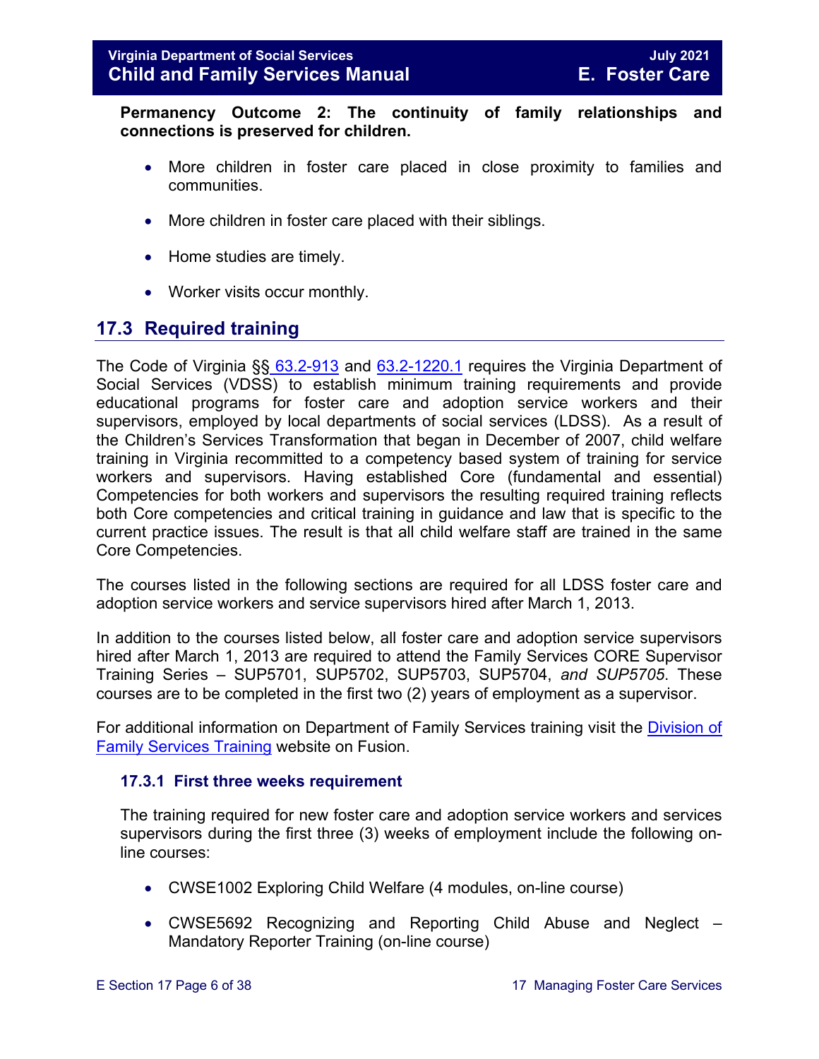**Permanency Outcome 2: The continuity of family relationships and connections is preserved for children.**

- More children in foster care placed in close proximity to families and communities.
- More children in foster care placed with their siblings.
- Home studies are timely.
- Worker visits occur monthly.

## 17.3 Required training

The Code of Virginia §§ 63.2-913 and 63.2-1220.1 requires the Virginia Department of Social Services (VDSS) to establish minimum training requirements and provide educational programs for foster care and adoption service workers and their supervisors, employed by local departments of social services (LDSS). As a result of the Children's Services Transformation that began in December of 2007, child welfare training in Virginia recommitted to a competency based system of training for service workers and supervisors. Having established Core (fundamental and essential) Competencies for both workers and supervisors the resulting required training reflects both Core competencies and critical training in guidance and law that is specific to the current practice issues. The result is that all child welfare staff are trained in the same Core Competencies.

The courses listed in the following sections are required for all LDSS foster care and adoption service workers and service supervisors hired after March 1, 2013.

In addition to the courses listed below, all foster care and adoption service supervisors hired after March 1, 2013 are required to attend the Family Services CORE Supervisor Training Series – SUP5701, SUP5702, SUP5703, SUP5704, *and SUP5705*. These courses are to be completed in the first two (2) years of employment as a supervisor.

For additional information on Department of Family Services training visit the Division of Family Services Training website on Fusion.

### 17.3.1 First three weeks requirement

The training required for new foster care and adoption service workers and services supervisors during the first three (3) weeks of employment include the following on-line courses:

- CWSE1002 Exploring Child Welfare (4 modules, on-line course)
- CWSE5692 Recognizing and Reporting Child Abuse and Neglect – Mandatory Reporter Training (on-line course)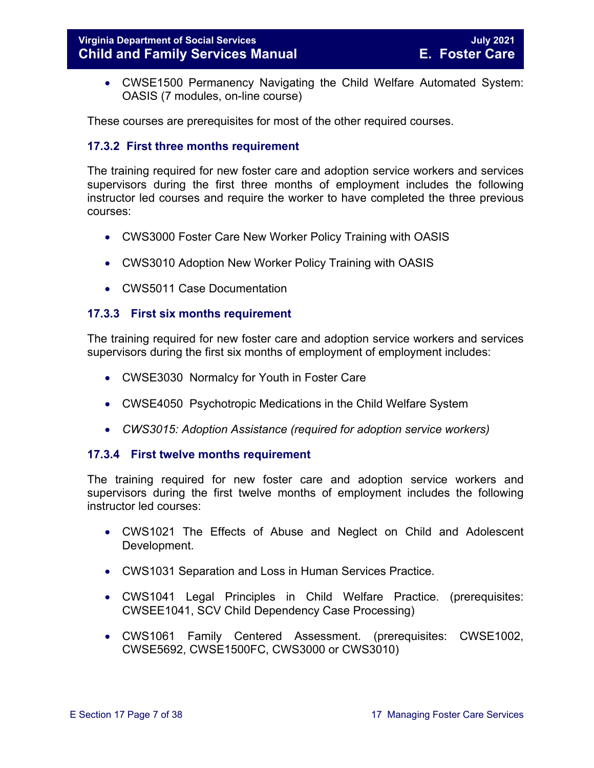- CWSE1500 Permanency Navigating the Child Welfare Automated System: OASIS (7 modules, on-line course)

These courses are prerequisites for most of the other required courses.

### 17.3.2 First three months requirement

The training required for new foster care and adoption service workers and services supervisors during the first three months of employment includes the following instructor led courses and require the worker to have completed the three previous courses:

- CWS3000 Foster Care New Worker Policy Training with OASIS
- CWS3010 Adoption New Worker Policy Training with OASIS
- CWS5011 Case Documentation

### 17.3.3 First six months requirement

The training required for new foster care and adoption service workers and services supervisors during the first six months of employment of employment includes:

- CWSE3030 Normalcy for Youth in Foster Care
- CWSE4050 Psychotropic Medications in the Child Welfare System
- *CWS3015: Adoption Assistance (required for adoption service workers)*

### 17.3.4 First twelve months requirement

The training required for new foster care and adoption service workers and supervisors during the first twelve months of employment includes the following instructor led courses:

- CWS1021 The Effects of Abuse and Neglect on Child and Adolescent Development.
- CWS1031 Separation and Loss in Human Services Practice.
- CWS1041 Legal Principles in Child Welfare Practice. (prerequisites: CWSEE1041, SCV Child Dependency Case Processing)
- CWS1061 Family Centered Assessment. (prerequisites: CWSE1002, CWSE5692, CWSE1500FC, CWS3000 or CWS3010)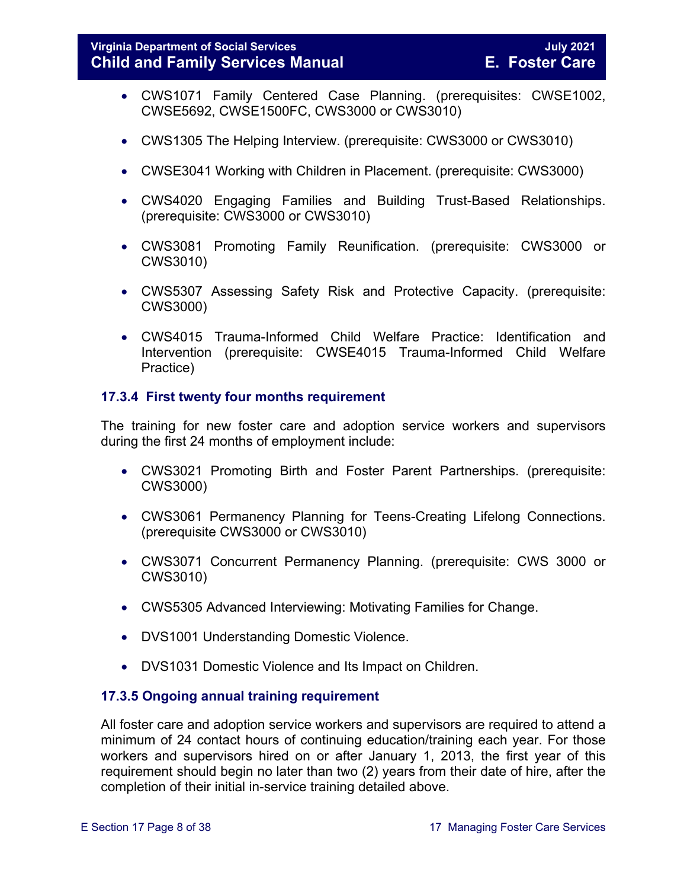- CWS1071 Family Centered Case Planning. (prerequisites: CWSE1002, CWSE5692, CWSE1500FC, CWS3000 or CWS3010)

- CWS1305 The Helping Interview. (prerequisite: CWS3000 or CWS3010)

- CWSE3041 Working with Children in Placement. (prerequisite: CWS3000)

- CWS4020 Engaging Families and Building Trust-Based Relationships. (prerequisite: CWS3000 or CWS3010)

- CWS3081 Promoting Family Reunification. (prerequisite: CWS3000 or CWS3010)

- CWS5307 Assessing Safety Risk and Protective Capacity. (prerequisite: CWS3000)

- CWS4015 Trauma-Informed Child Welfare Practice: Identification and Intervention (prerequisite: CWSE4015 Trauma-Informed Child Welfare Practice)

### 17.3.4 First twenty four months requirement

The training for new foster care and adoption service workers and supervisors during the first 24 months of employment include:

- CWS3021 Promoting Birth and Foster Parent Partnerships. (prerequisite: CWS3000)

- CWS3061 Permanency Planning for Teens-Creating Lifelong Connections. (prerequisite CWS3000 or CWS3010)

- CWS3071 Concurrent Permanency Planning. (prerequisite: CWS 3000 or CWS3010)

- CWS5305 Advanced Interviewing: Motivating Families for Change.

- DVS1001 Understanding Domestic Violence.

- DVS1031 Domestic Violence and Its Impact on Children.

### 17.3.5 Ongoing annual training requirement

All foster care and adoption service workers and supervisors are required to attend a minimum of 24 contact hours of continuing education/training each year. For those workers and supervisors hired on or after January 1, 2013, the first year of this requirement should begin no later than two (2) years from their date of hire, after the completion of their initial in-service training detailed above.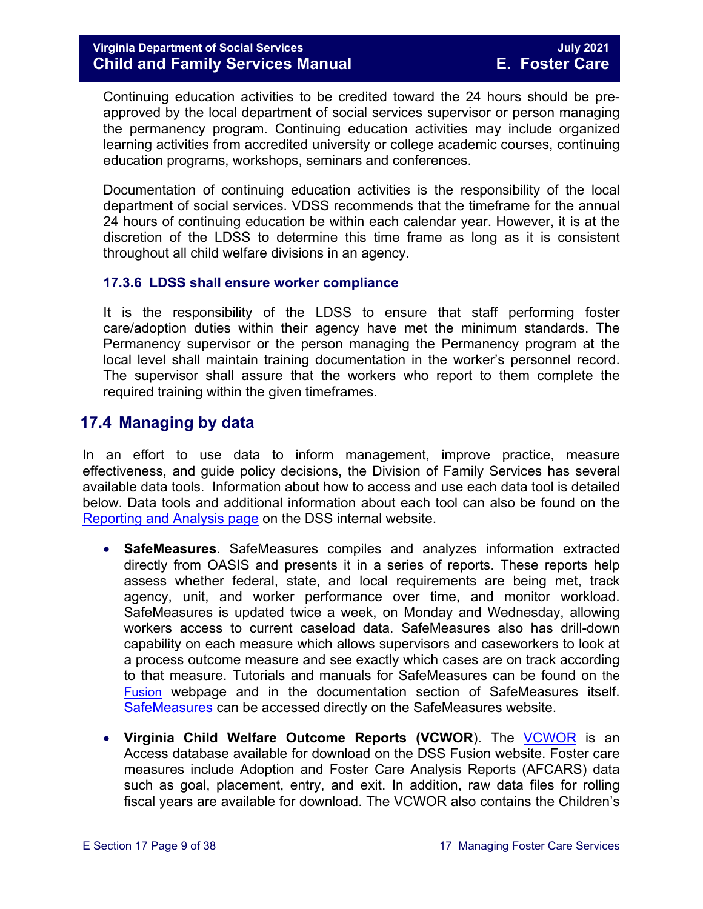Continuing education activities to be credited toward the 24 hours should be pre-approved by the local department of social services supervisor or person managing the permanency program. Continuing education activities may include organized learning activities from accredited university or college academic courses, continuing education programs, workshops, seminars and conferences.

Documentation of continuing education activities is the responsibility of the local department of social services. VDSS recommends that the timeframe for the annual 24 hours of continuing education be within each calendar year. However, it is at the discretion of the LDSS to determine this time frame as long as it is consistent throughout all child welfare divisions in an agency.

### 17.3.6 LDSS shall ensure worker compliance

It is the responsibility of the LDSS to ensure that staff performing foster care/adoption duties within their agency have met the minimum standards. The Permanency supervisor or the person managing the Permanency program at the local level shall maintain training documentation in the worker's personnel record. The supervisor shall assure that the workers who report to them complete the required training within the given timeframes.

## 17.4 Managing by data

In an effort to use data to inform management, improve practice, measure effectiveness, and guide policy decisions, the Division of Family Services has several available data tools. Information about how to access and use each data tool is detailed below. Data tools and additional information about each tool can also be found on the Reporting and Analysis page on the DSS internal website.

- **SafeMeasures**. SafeMeasures compiles and analyzes information extracted directly from OASIS and presents it in a series of reports. These reports help assess whether federal, state, and local requirements are being met, track agency, unit, and worker performance over time, and monitor workload. SafeMeasures is updated twice a week, on Monday and Wednesday, allowing workers access to current caseload data. SafeMeasures also has drill-down capability on each measure which allows supervisors and caseworkers to look at a process outcome measure and see exactly which cases are on track according to that measure. Tutorials and manuals for SafeMeasures can be found on the Fusion webpage and in the documentation section of SafeMeasures itself. SafeMeasures can be accessed directly on the SafeMeasures website.

- **Virginia Child Welfare Outcome Reports (VCWOR**). The VCWOR is an Access database available for download on the DSS Fusion website. Foster care measures include Adoption and Foster Care Analysis Reports (AFCARS) data such as goal, placement, entry, and exit. In addition, raw data files for rolling fiscal years are available for download. The VCWOR also contains the Children's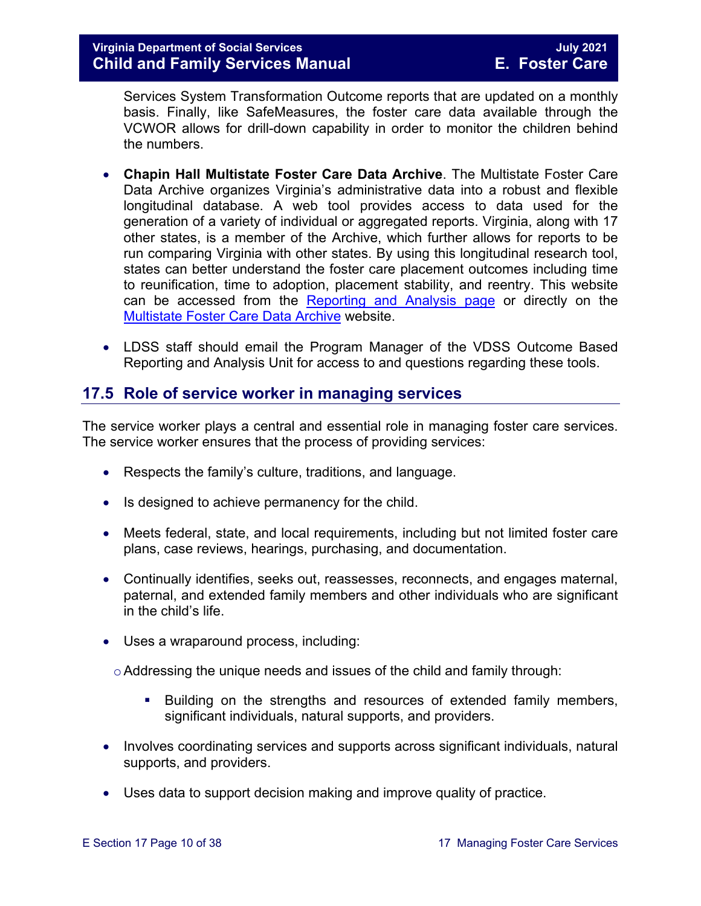Services System Transformation Outcome reports that are updated on a monthly basis. Finally, like SafeMeasures, the foster care data available through the VCWOR allows for drill-down capability in order to monitor the children behind the numbers.

- **Chapin Hall Multistate Foster Care Data Archive**. The Multistate Foster Care Data Archive organizes Virginia's administrative data into a robust and flexible longitudinal database. A web tool provides access to data used for the generation of a variety of individual or aggregated reports. Virginia, along with 17 other states, is a member of the Archive, which further allows for reports to be run comparing Virginia with other states. By using this longitudinal research tool, states can better understand the foster care placement outcomes including time to reunification, time to adoption, placement stability, and reentry. This website can be accessed from the Reporting and Analysis page or directly on the Multistate Foster Care Data Archive website.

- LDSS staff should email the Program Manager of the VDSS Outcome Based Reporting and Analysis Unit for access to and questions regarding these tools.

## 17.5 Role of service worker in managing services

The service worker plays a central and essential role in managing foster care services. The service worker ensures that the process of providing services:

- Respects the family's culture, traditions, and language.
- Is designed to achieve permanency for the child.
- Meets federal, state, and local requirements, including but not limited foster care plans, case reviews, hearings, purchasing, and documentation.
- Continually identifies, seeks out, reassesses, reconnects, and engages maternal, paternal, and extended family members and other individuals who are significant in the child's life.
- Uses a wraparound process, including:
  - Addressing the unique needs and issues of the child and family through:
    - Building on the strengths and resources of extended family members, significant individuals, natural supports, and providers.
- Involves coordinating services and supports across significant individuals, natural supports, and providers.
- Uses data to support decision making and improve quality of practice.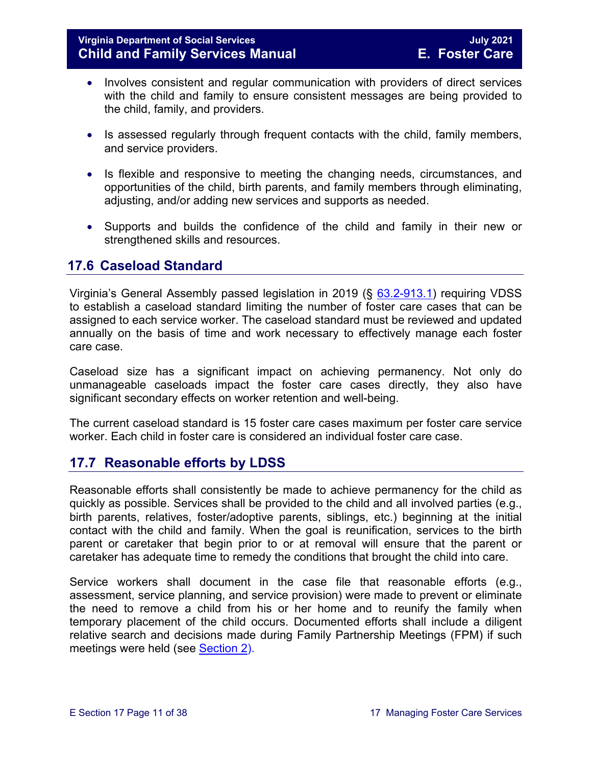- Involves consistent and regular communication with providers of direct services with the child and family to ensure consistent messages are being provided to the child, family, and providers.

- Is assessed regularly through frequent contacts with the child, family members, and service providers.

- Is flexible and responsive to meeting the changing needs, circumstances, and opportunities of the child, birth parents, and family members through eliminating, adjusting, and/or adding new services and supports as needed.

- Supports and builds the confidence of the child and family in their new or strengthened skills and resources.

## 17.6 Caseload Standard

Virginia's General Assembly passed legislation in 2019 (§ 63.2-913.1) requiring VDSS to establish a caseload standard limiting the number of foster care cases that can be assigned to each service worker. The caseload standard must be reviewed and updated annually on the basis of time and work necessary to effectively manage each foster care case.

Caseload size has a significant impact on achieving permanency. Not only do unmanageable caseloads impact the foster care cases directly, they also have significant secondary effects on worker retention and well-being.

The current caseload standard is 15 foster care cases maximum per foster care service worker. Each child in foster care is considered an individual foster care case.

## 17.7 Reasonable efforts by LDSS

Reasonable efforts shall consistently be made to achieve permanency for the child as quickly as possible. Services shall be provided to the child and all involved parties (e.g., birth parents, relatives, foster/adoptive parents, siblings, etc.) beginning at the initial contact with the child and family. When the goal is reunification, services to the birth parent or caretaker that begin prior to or at removal will ensure that the parent or caretaker has adequate time to remedy the conditions that brought the child into care.

Service workers shall document in the case file that reasonable efforts (e.g., assessment, service planning, and service provision) were made to prevent or eliminate the need to remove a child from his or her home and to reunify the family when temporary placement of the child occurs. Documented efforts shall include a diligent relative search and decisions made during Family Partnership Meetings (FPM) if such meetings were held (see Section 2).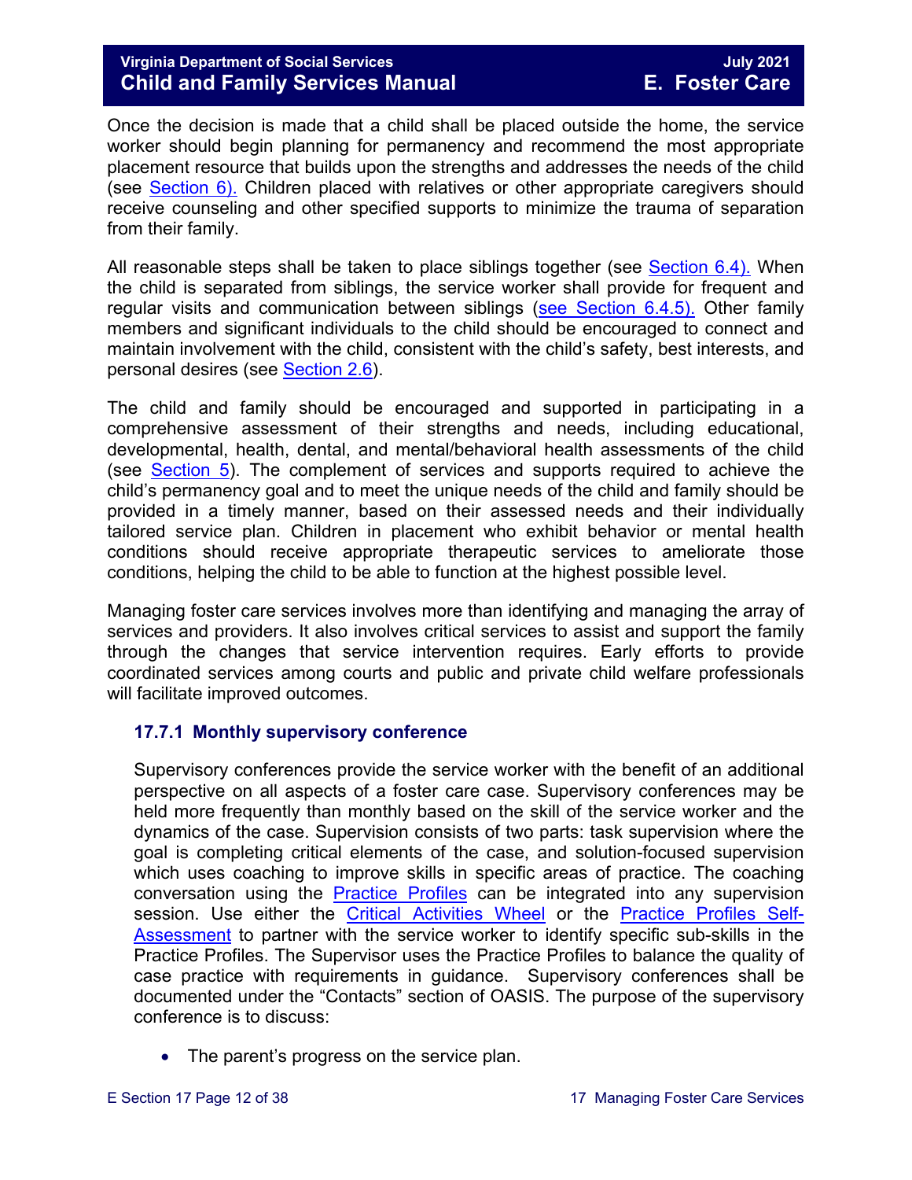Once the decision is made that a child shall be placed outside the home, the service worker should begin planning for permanency and recommend the most appropriate placement resource that builds upon the strengths and addresses the needs of the child (see Section 6). Children placed with relatives or other appropriate caregivers should receive counseling and other specified supports to minimize the trauma of separation from their family.

All reasonable steps shall be taken to place siblings together (see Section 6.4). When the child is separated from siblings, the service worker shall provide for frequent and regular visits and communication between siblings (see Section 6.4.5). Other family members and significant individuals to the child should be encouraged to connect and maintain involvement with the child, consistent with the child's safety, best interests, and personal desires (see Section 2.6).

The child and family should be encouraged and supported in participating in a comprehensive assessment of their strengths and needs, including educational, developmental, health, dental, and mental/behavioral health assessments of the child (see Section 5). The complement of services and supports required to achieve the child's permanency goal and to meet the unique needs of the child and family should be provided in a timely manner, based on their assessed needs and their individually tailored service plan. Children in placement who exhibit behavior or mental health conditions should receive appropriate therapeutic services to ameliorate those conditions, helping the child to be able to function at the highest possible level.

Managing foster care services involves more than identifying and managing the array of services and providers. It also involves critical services to assist and support the family through the changes that service intervention requires. Early efforts to provide coordinated services among courts and public and private child welfare professionals will facilitate improved outcomes.

### 17.7.1 Monthly supervisory conference

Supervisory conferences provide the service worker with the benefit of an additional perspective on all aspects of a foster care case. Supervisory conferences may be held more frequently than monthly based on the skill of the service worker and the dynamics of the case. Supervision consists of two parts: task supervision where the goal is completing critical elements of the case, and solution-focused supervision which uses coaching to improve skills in specific areas of practice. The coaching conversation using the Practice Profiles can be integrated into any supervision session. Use either the Critical Activities Wheel or the Practice Profiles Self-Assessment to partner with the service worker to identify specific sub-skills in the Practice Profiles. The Supervisor uses the Practice Profiles to balance the quality of case practice with requirements in guidance. Supervisory conferences shall be documented under the "Contacts" section of OASIS. The purpose of the supervisory conference is to discuss:

- The parent's progress on the service plan.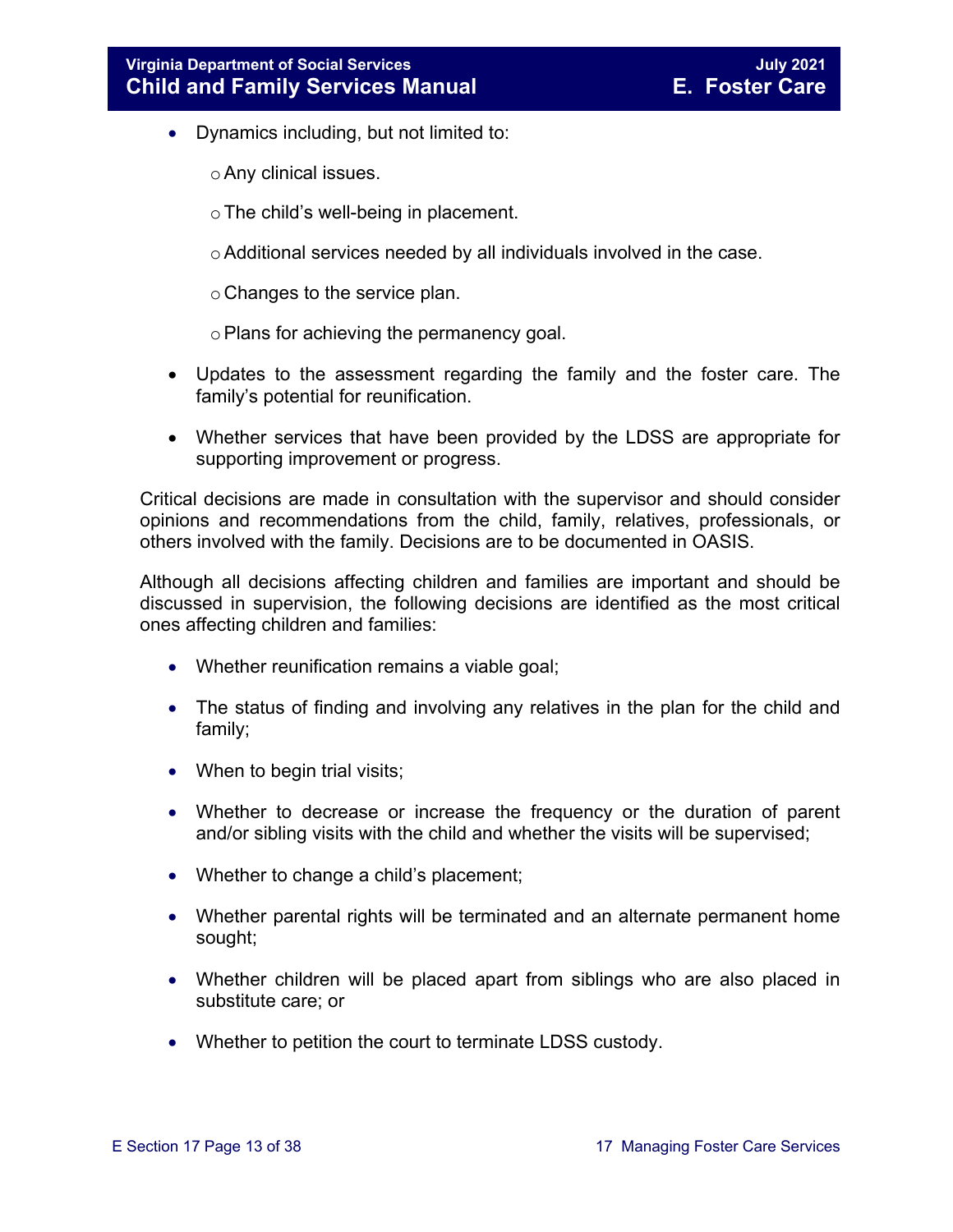- Dynamics including, but not limited to:
  - Any clinical issues.
  - The child's well-being in placement.
  - Additional services needed by all individuals involved in the case.
  - Changes to the service plan.
  - Plans for achieving the permanency goal.
- Updates to the assessment regarding the family and the foster care. The family's potential for reunification.
- Whether services that have been provided by the LDSS are appropriate for supporting improvement or progress.

Critical decisions are made in consultation with the supervisor and should consider opinions and recommendations from the child, family, relatives, professionals, or others involved with the family. Decisions are to be documented in OASIS.

Although all decisions affecting children and families are important and should be discussed in supervision, the following decisions are identified as the most critical ones affecting children and families:

- Whether reunification remains a viable goal;
- The status of finding and involving any relatives in the plan for the child and family;
- When to begin trial visits;
- Whether to decrease or increase the frequency or the duration of parent and/or sibling visits with the child and whether the visits will be supervised;
- Whether to change a child's placement;
- Whether parental rights will be terminated and an alternate permanent home sought;
- Whether children will be placed apart from siblings who are also placed in substitute care; or
- Whether to petition the court to terminate LDSS custody.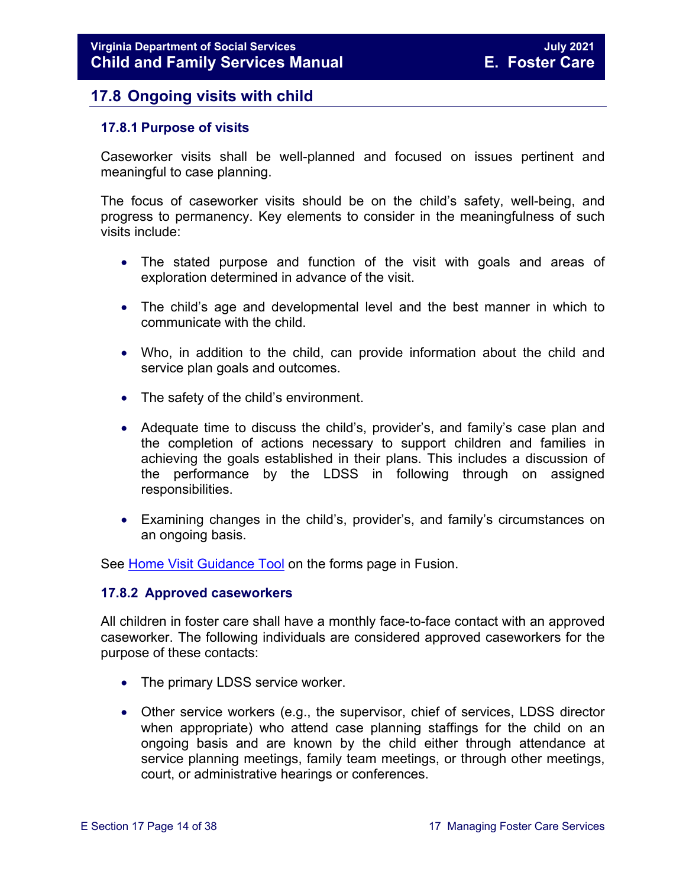## 17.8 Ongoing visits with child

### 17.8.1 Purpose of visits

Caseworker visits shall be well-planned and focused on issues pertinent and meaningful to case planning.

The focus of caseworker visits should be on the child's safety, well-being, and progress to permanency. Key elements to consider in the meaningfulness of such visits include:

- The stated purpose and function of the visit with goals and areas of exploration determined in advance of the visit.
- The child's age and developmental level and the best manner in which to communicate with the child.
- Who, in addition to the child, can provide information about the child and service plan goals and outcomes.
- The safety of the child's environment.
- Adequate time to discuss the child's, provider's, and family's case plan and the completion of actions necessary to support children and families in achieving the goals established in their plans. This includes a discussion of the performance by the LDSS in following through on assigned responsibilities.
- Examining changes in the child's, provider's, and family's circumstances on an ongoing basis.

See Home Visit Guidance Tool on the forms page in Fusion.

### 17.8.2 Approved caseworkers

All children in foster care shall have a monthly face-to-face contact with an approved caseworker. The following individuals are considered approved caseworkers for the purpose of these contacts:

- The primary LDSS service worker.
- Other service workers (e.g., the supervisor, chief of services, LDSS director when appropriate) who attend case planning staffings for the child on an ongoing basis and are known by the child either through attendance at service planning meetings, family team meetings, or through other meetings, court, or administrative hearings or conferences.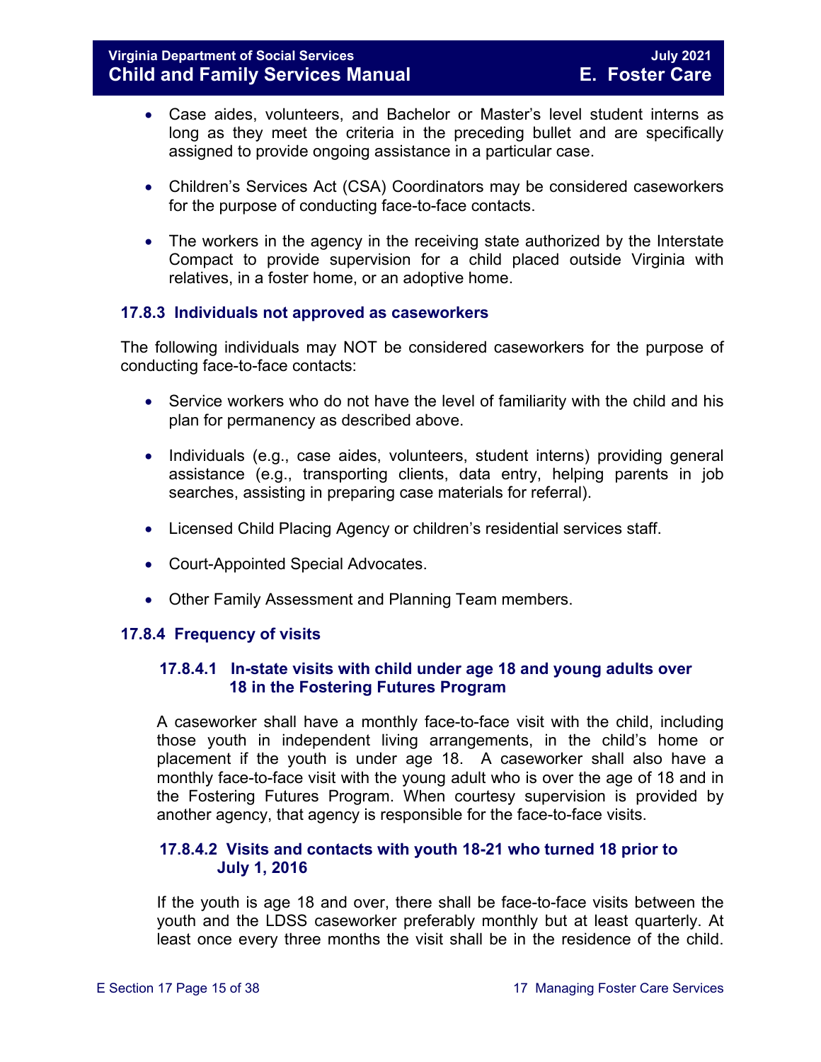- Case aides, volunteers, and Bachelor or Master's level student interns as long as they meet the criteria in the preceding bullet and are specifically assigned to provide ongoing assistance in a particular case.

- Children's Services Act (CSA) Coordinators may be considered caseworkers for the purpose of conducting face-to-face contacts.

- The workers in the agency in the receiving state authorized by the Interstate Compact to provide supervision for a child placed outside Virginia with relatives, in a foster home, or an adoptive home.

### 17.8.3 Individuals not approved as caseworkers

The following individuals may NOT be considered caseworkers for the purpose of conducting face-to-face contacts:

- Service workers who do not have the level of familiarity with the child and his plan for permanency as described above.

- Individuals (e.g., case aides, volunteers, student interns) providing general assistance (e.g., transporting clients, data entry, helping parents in job searches, assisting in preparing case materials for referral).

- Licensed Child Placing Agency or children's residential services staff.

- Court-Appointed Special Advocates.

- Other Family Assessment and Planning Team members.

### 17.8.4 Frequency of visits

#### 17.8.4.1 In-state visits with child under age 18 and young adults over 18 in the Fostering Futures Program

A caseworker shall have a monthly face-to-face visit with the child, including those youth in independent living arrangements, in the child's home or placement if the youth is under age 18. A caseworker shall also have a monthly face-to-face visit with the young adult who is over the age of 18 and in the Fostering Futures Program. When courtesy supervision is provided by another agency, that agency is responsible for the face-to-face visits.

#### 17.8.4.2 Visits and contacts with youth 18-21 who turned 18 prior to July 1, 2016

If the youth is age 18 and over, there shall be face-to-face visits between the youth and the LDSS caseworker preferably monthly but at least quarterly. At least once every three months the visit shall be in the residence of the child.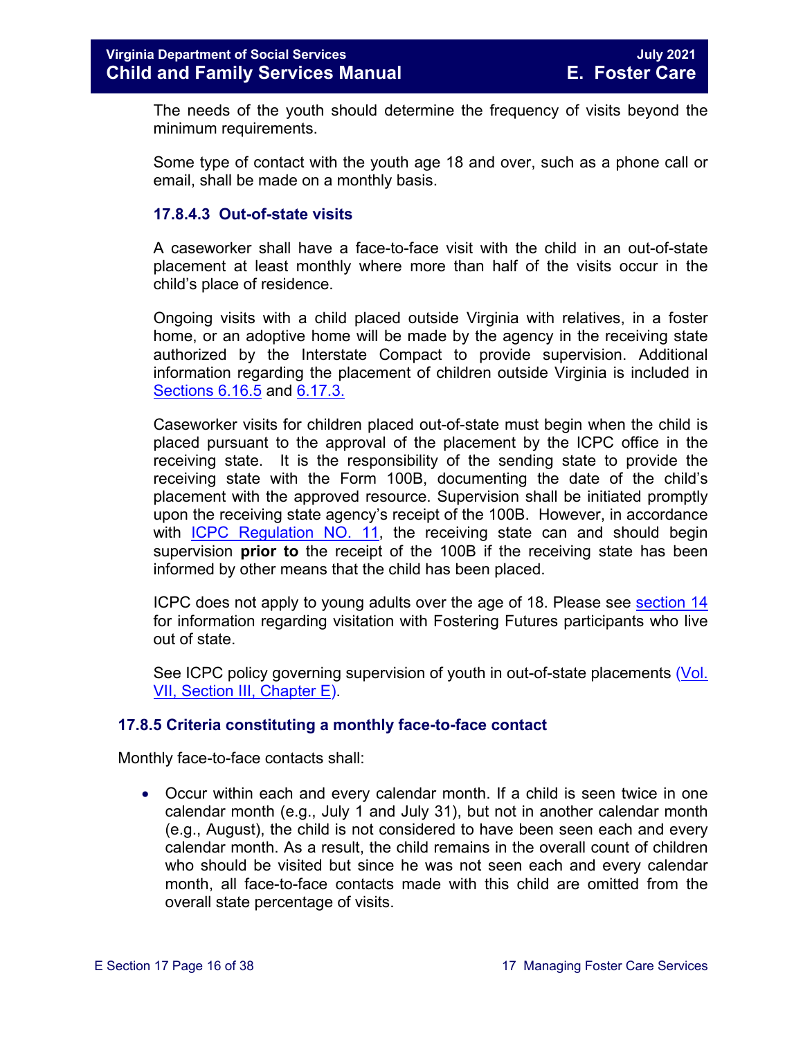The needs of the youth should determine the frequency of visits beyond the minimum requirements.

Some type of contact with the youth age 18 and over, such as a phone call or email, shall be made on a monthly basis.

#### 17.8.4.3 Out-of-state visits

A caseworker shall have a face-to-face visit with the child in an out-of-state placement at least monthly where more than half of the visits occur in the child's place of residence.

Ongoing visits with a child placed outside Virginia with relatives, in a foster home, or an adoptive home will be made by the agency in the receiving state authorized by the Interstate Compact to provide supervision. Additional information regarding the placement of children outside Virginia is included in Sections 6.16.5 and 6.17.3.

Caseworker visits for children placed out-of-state must begin when the child is placed pursuant to the approval of the placement by the ICPC office in the receiving state. It is the responsibility of the sending state to provide the receiving state with the Form 100B, documenting the date of the child's placement with the approved resource. Supervision shall be initiated promptly upon the receiving state agency's receipt of the 100B. However, in accordance with ICPC Regulation NO. 11, the receiving state can and should begin supervision **prior to** the receipt of the 100B if the receiving state has been informed by other means that the child has been placed.

ICPC does not apply to young adults over the age of 18. Please see section 14 for information regarding visitation with Fostering Futures participants who live out of state.

See ICPC policy governing supervision of youth in out-of-state placements (Vol. VII, Section III, Chapter E).

### 17.8.5 Criteria constituting a monthly face-to-face contact

Monthly face-to-face contacts shall:

- Occur within each and every calendar month. If a child is seen twice in one calendar month (e.g., July 1 and July 31), but not in another calendar month (e.g., August), the child is not considered to have been seen each and every calendar month. As a result, the child remains in the overall count of children who should be visited but since he was not seen each and every calendar month, all face-to-face contacts made with this child are omitted from the overall state percentage of visits.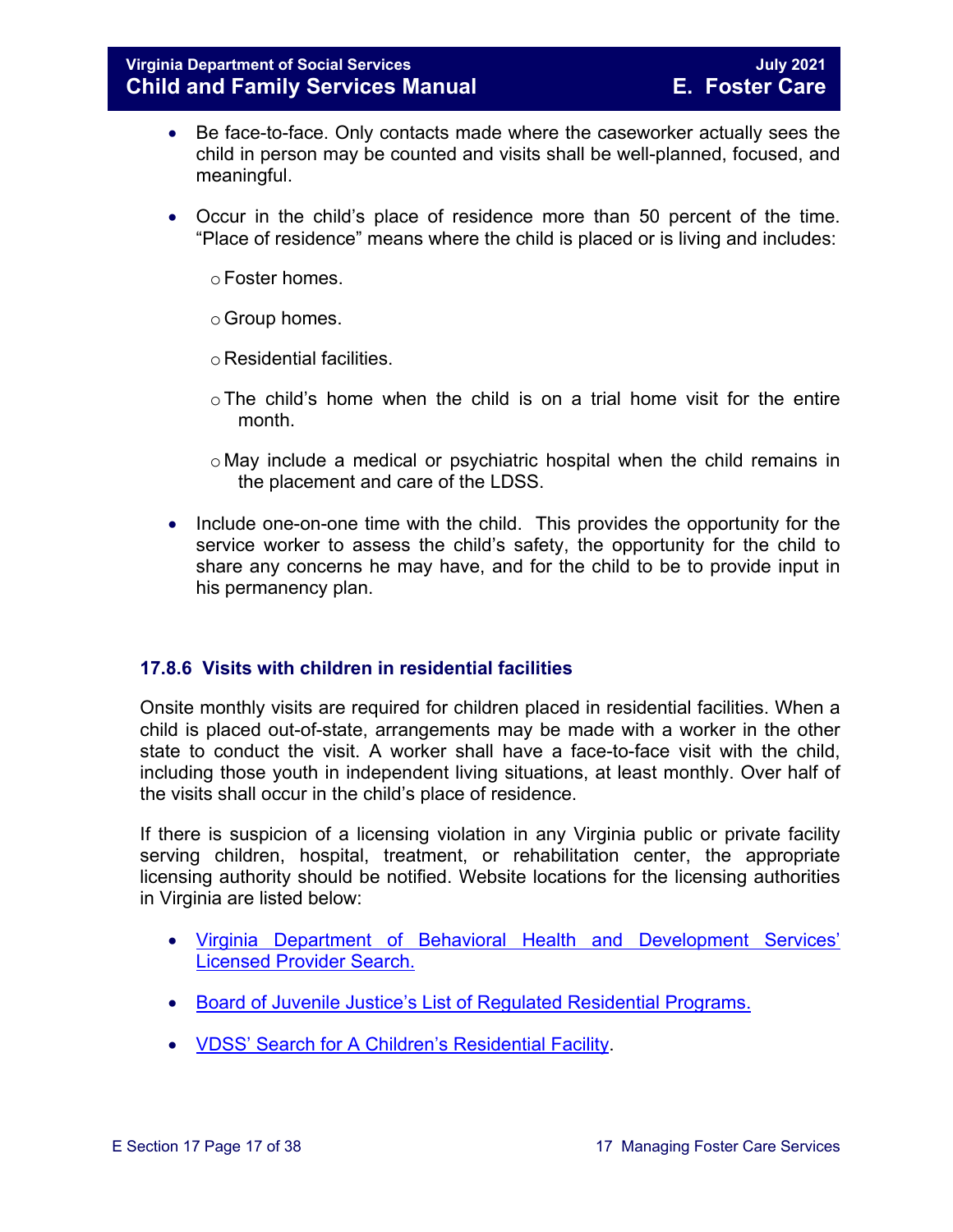- Be face-to-face. Only contacts made where the caseworker actually sees the child in person may be counted and visits shall be well-planned, focused, and meaningful.
- Occur in the child's place of residence more than 50 percent of the time. "Place of residence" means where the child is placed or is living and includes:
  - Foster homes.
  - Group homes.
  - Residential facilities.
  - The child's home when the child is on a trial home visit for the entire month.
  - May include a medical or psychiatric hospital when the child remains in the placement and care of the LDSS.
- Include one-on-one time with the child. This provides the opportunity for the service worker to assess the child's safety, the opportunity for the child to share any concerns he may have, and for the child to be to provide input in his permanency plan.

### 17.8.6 Visits with children in residential facilities

Onsite monthly visits are required for children placed in residential facilities. When a child is placed out-of-state, arrangements may be made with a worker in the other state to conduct the visit. A worker shall have a face-to-face visit with the child, including those youth in independent living situations, at least monthly. Over half of the visits shall occur in the child's place of residence.

If there is suspicion of a licensing violation in any Virginia public or private facility serving children, hospital, treatment, or rehabilitation center, the appropriate licensing authority should be notified. Website locations for the licensing authorities in Virginia are listed below:

- Virginia Department of Behavioral Health and Development Services' Licensed Provider Search.
- Board of Juvenile Justice's List of Regulated Residential Programs.
- VDSS' Search for A Children's Residential Facility.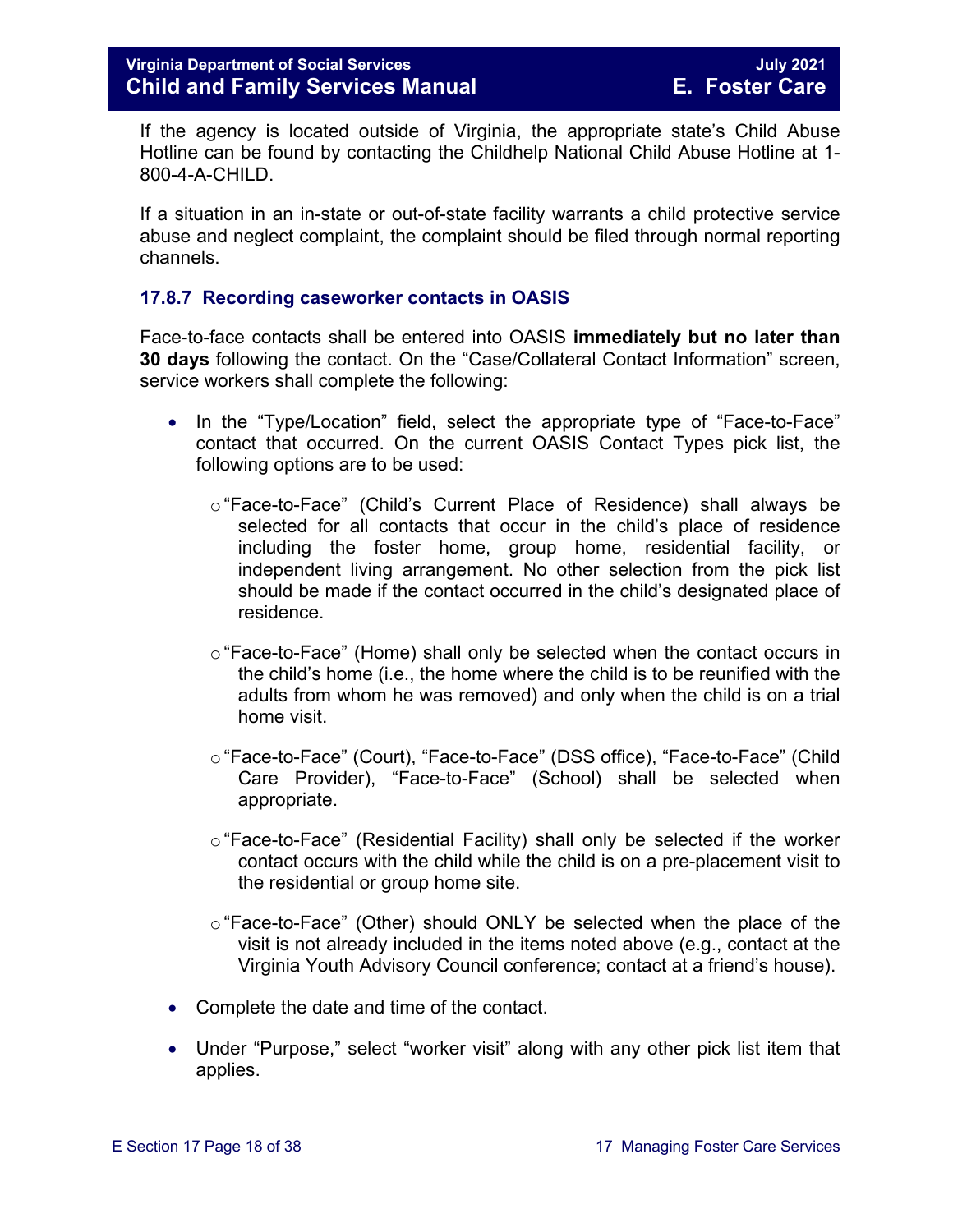If the agency is located outside of Virginia, the appropriate state's Child Abuse Hotline can be found by contacting the Childhelp National Child Abuse Hotline at 1-800-4-A-CHILD.

If a situation in an in-state or out-of-state facility warrants a child protective service abuse and neglect complaint, the complaint should be filed through normal reporting channels.

### 17.8.7 Recording caseworker contacts in OASIS

Face-to-face contacts shall be entered into OASIS **immediately but no later than 30 days** following the contact. On the "Case/Collateral Contact Information" screen, service workers shall complete the following:

- In the "Type/Location" field, select the appropriate type of "Face-to-Face" contact that occurred. On the current OASIS Contact Types pick list, the following options are to be used:
  - "Face-to-Face" (Child's Current Place of Residence) shall always be selected for all contacts that occur in the child's place of residence including the foster home, group home, residential facility, or independent living arrangement. No other selection from the pick list should be made if the contact occurred in the child's designated place of residence.
  - "Face-to-Face" (Home) shall only be selected when the contact occurs in the child's home (i.e., the home where the child is to be reunified with the adults from whom he was removed) and only when the child is on a trial home visit.
  - "Face-to-Face" (Court), "Face-to-Face" (DSS office), "Face-to-Face" (Child Care Provider), "Face-to-Face" (School) shall be selected when appropriate.
  - "Face-to-Face" (Residential Facility) shall only be selected if the worker contact occurs with the child while the child is on a pre-placement visit to the residential or group home site.
  - "Face-to-Face" (Other) should ONLY be selected when the place of the visit is not already included in the items noted above (e.g., contact at the Virginia Youth Advisory Council conference; contact at a friend's house).
- Complete the date and time of the contact.
- Under "Purpose," select "worker visit" along with any other pick list item that applies.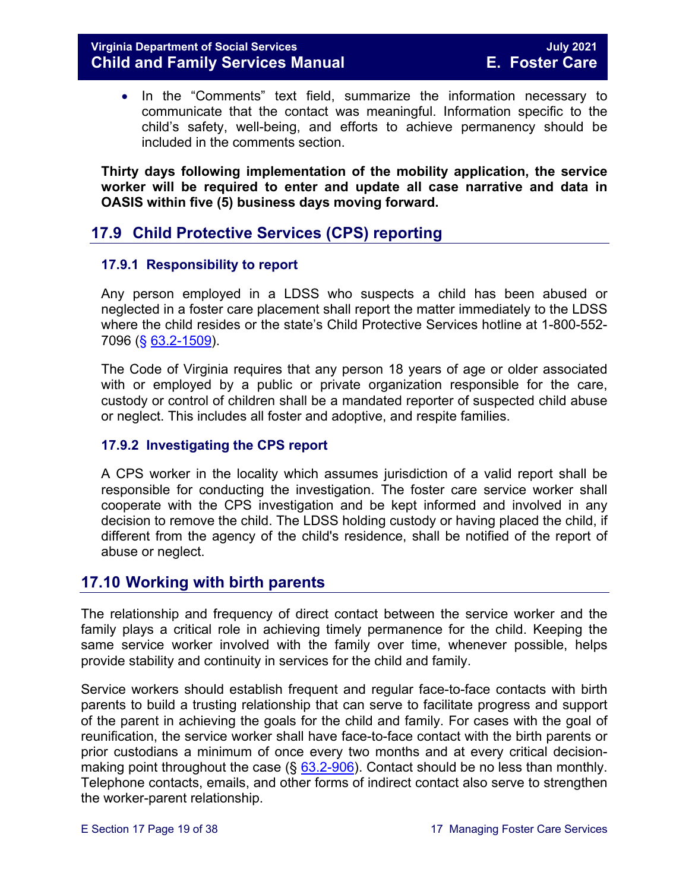- In the "Comments" text field, summarize the information necessary to communicate that the contact was meaningful. Information specific to the child's safety, well-being, and efforts to achieve permanency should be included in the comments section.

**Thirty days following implementation of the mobility application, the service worker will be required to enter and update all case narrative and data in OASIS within five (5) business days moving forward.**

## 17.9 Child Protective Services (CPS) reporting

### 17.9.1 Responsibility to report

Any person employed in a LDSS who suspects a child has been abused or neglected in a foster care placement shall report the matter immediately to the LDSS where the child resides or the state's Child Protective Services hotline at 1-800-552-7096 (§ 63.2-1509).

The Code of Virginia requires that any person 18 years of age or older associated with or employed by a public or private organization responsible for the care, custody or control of children shall be a mandated reporter of suspected child abuse or neglect. This includes all foster and adoptive, and respite families.

### 17.9.2 Investigating the CPS report

A CPS worker in the locality which assumes jurisdiction of a valid report shall be responsible for conducting the investigation. The foster care service worker shall cooperate with the CPS investigation and be kept informed and involved in any decision to remove the child. The LDSS holding custody or having placed the child, if different from the agency of the child's residence, shall be notified of the report of abuse or neglect.

## 17.10 Working with birth parents

The relationship and frequency of direct contact between the service worker and the family plays a critical role in achieving timely permanence for the child. Keeping the same service worker involved with the family over time, whenever possible, helps provide stability and continuity in services for the child and family.

Service workers should establish frequent and regular face-to-face contacts with birth parents to build a trusting relationship that can serve to facilitate progress and support of the parent in achieving the goals for the child and family. For cases with the goal of reunification, the service worker shall have face-to-face contact with the birth parents or prior custodians a minimum of once every two months and at every critical decision-making point throughout the case (§ 63.2-906). Contact should be no less than monthly. Telephone contacts, emails, and other forms of indirect contact also serve to strengthen the worker-parent relationship.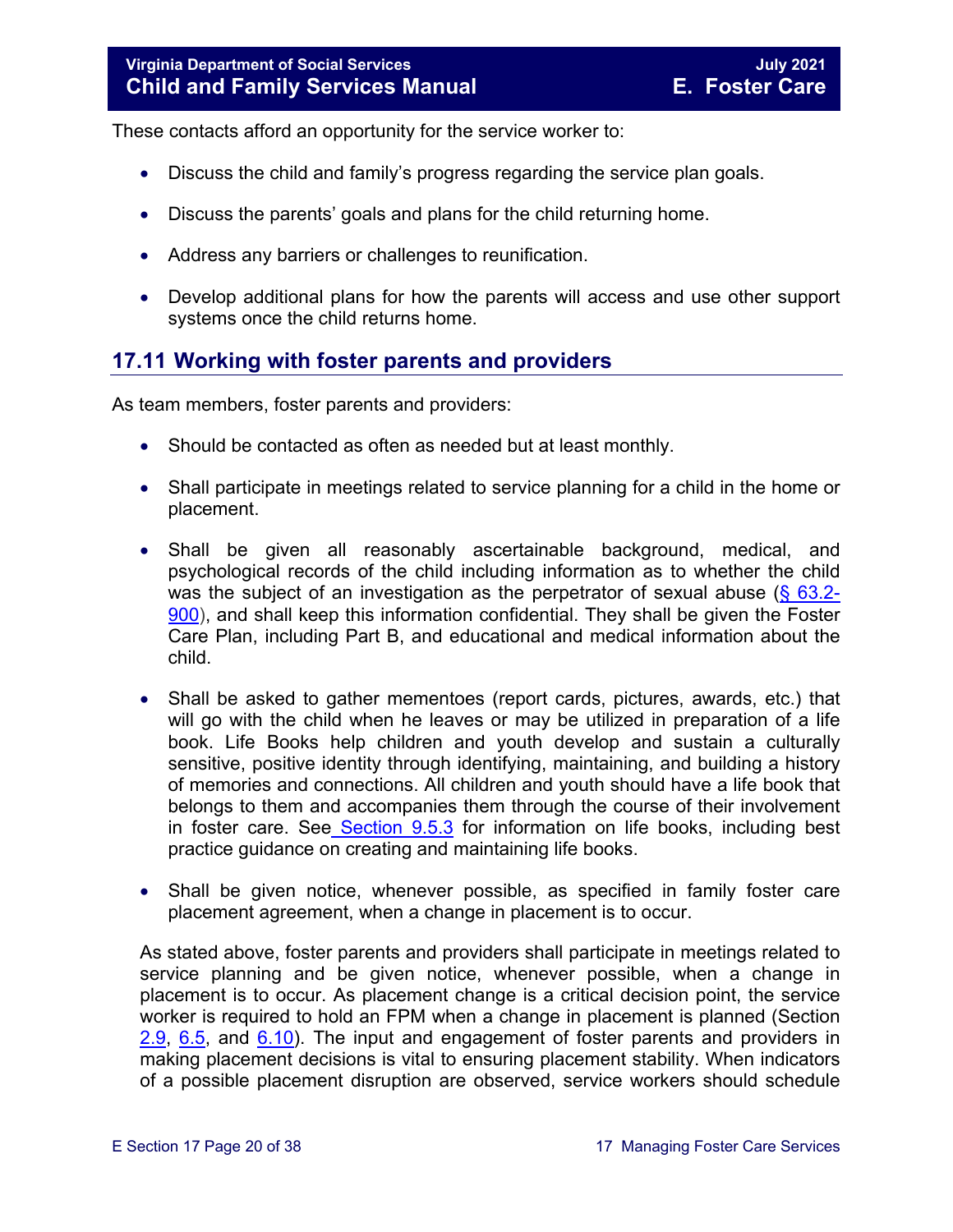These contacts afford an opportunity for the service worker to:

- Discuss the child and family's progress regarding the service plan goals.
- Discuss the parents' goals and plans for the child returning home.
- Address any barriers or challenges to reunification.
- Develop additional plans for how the parents will access and use other support systems once the child returns home.

## 17.11 Working with foster parents and providers

As team members, foster parents and providers:

- Should be contacted as often as needed but at least monthly.
- Shall participate in meetings related to service planning for a child in the home or placement.
- Shall be given all reasonably ascertainable background, medical, and psychological records of the child including information as to whether the child was the subject of an investigation as the perpetrator of sexual abuse (§ 63.2-900), and shall keep this information confidential. They shall be given the Foster Care Plan, including Part B, and educational and medical information about the child.
- Shall be asked to gather mementoes (report cards, pictures, awards, etc.) that will go with the child when he leaves or may be utilized in preparation of a life book. Life Books help children and youth develop and sustain a culturally sensitive, positive identity through identifying, maintaining, and building a history of memories and connections. All children and youth should have a life book that belongs to them and accompanies them through the course of their involvement in foster care. See Section 9.5.3 for information on life books, including best practice guidance on creating and maintaining life books.
- Shall be given notice, whenever possible, as specified in family foster care placement agreement, when a change in placement is to occur.

As stated above, foster parents and providers shall participate in meetings related to service planning and be given notice, whenever possible, when a change in placement is to occur. As placement change is a critical decision point, the service worker is required to hold an FPM when a change in placement is planned (Section 2.9, 6.5, and 6.10). The input and engagement of foster parents and providers in making placement decisions is vital to ensuring placement stability. When indicators of a possible placement disruption are observed, service workers should schedule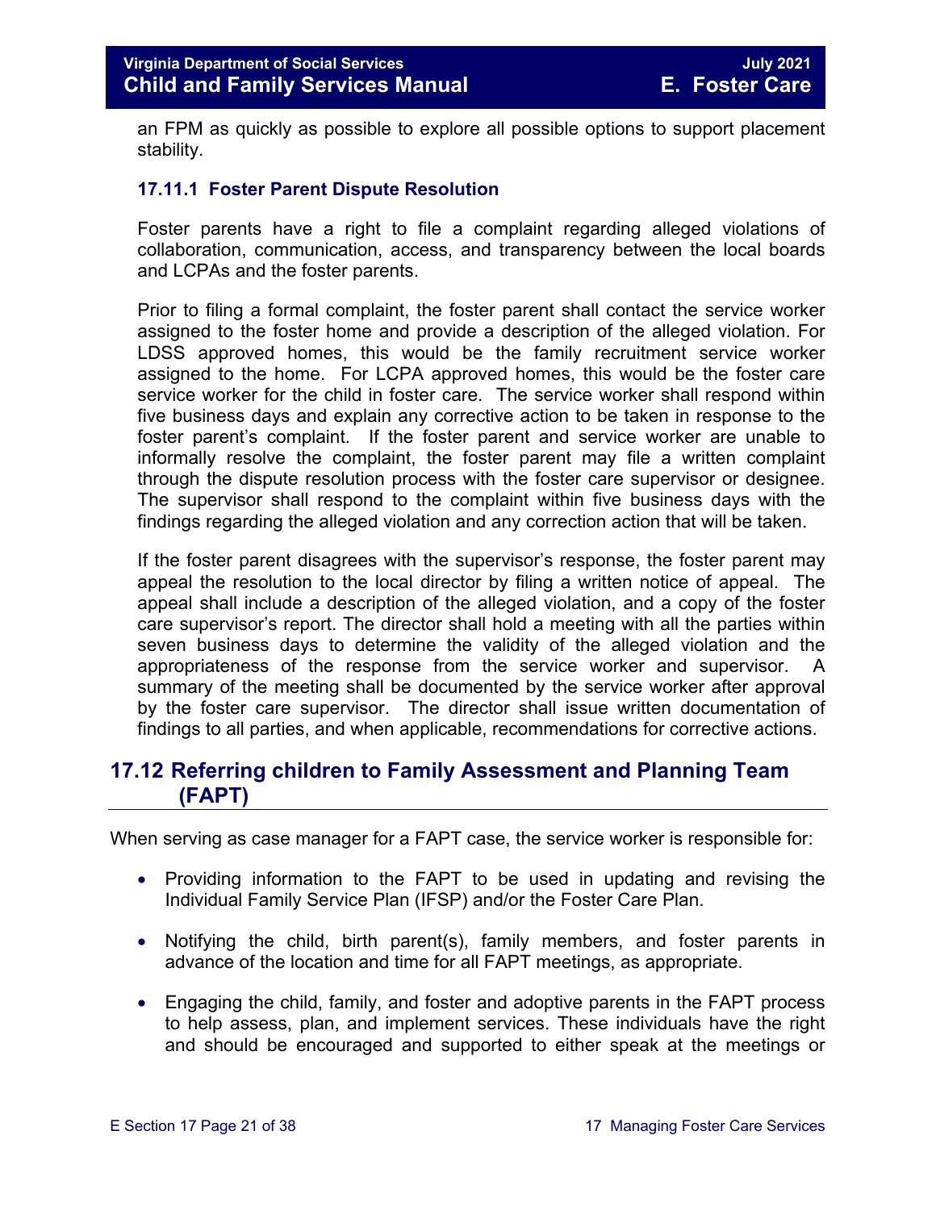an FPM as quickly as possible to explore all possible options to support placement stability.

### 17.11.1 Foster Parent Dispute Resolution

Foster parents have a right to file a complaint regarding alleged violations of collaboration, communication, access, and transparency between the local boards and LCPAs and the foster parents.

Prior to filing a formal complaint, the foster parent shall contact the service worker assigned to the foster home and provide a description of the alleged violation. For LDSS approved homes, this would be the family recruitment service worker assigned to the home. For LCPA approved homes, this would be the foster care service worker for the child in foster care. The service worker shall respond within five business days and explain any corrective action to be taken in response to the foster parent's complaint. If the foster parent and service worker are unable to informally resolve the complaint, the foster parent may file a written complaint through the dispute resolution process with the foster care supervisor or designee. The supervisor shall respond to the complaint within five business days with the findings regarding the alleged violation and any correction action that will be taken.

If the foster parent disagrees with the supervisor's response, the foster parent may appeal the resolution to the local director by filing a written notice of appeal. The appeal shall include a description of the alleged violation, and a copy of the foster care supervisor's report. The director shall hold a meeting with all the parties within seven business days to determine the validity of the alleged violation and the appropriateness of the response from the service worker and supervisor. A summary of the meeting shall be documented by the service worker after approval by the foster care supervisor. The director shall issue written documentation of findings to all parties, and when applicable, recommendations for corrective actions.

## 17.12 Referring children to Family Assessment and Planning Team (FAPT)

When serving as case manager for a FAPT case, the service worker is responsible for:

- Providing information to the FAPT to be used in updating and revising the Individual Family Service Plan (IFSP) and/or the Foster Care Plan.
- Notifying the child, birth parent(s), family members, and foster parents in advance of the location and time for all FAPT meetings, as appropriate.
- Engaging the child, family, and foster and adoptive parents in the FAPT process to help assess, plan, and implement services. These individuals have the right and should be encouraged and supported to either speak at the meetings or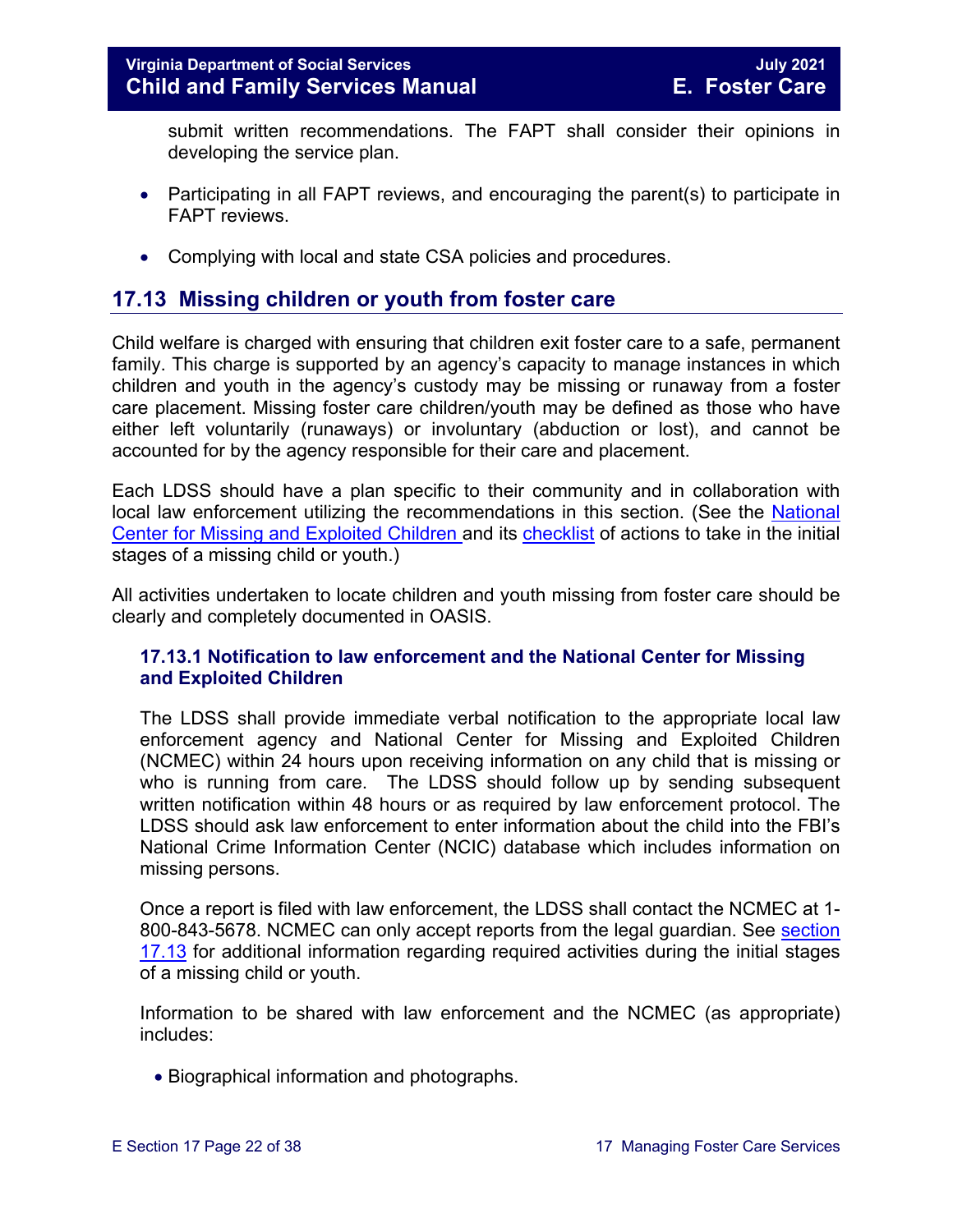submit written recommendations. The FAPT shall consider their opinions in developing the service plan.

- Participating in all FAPT reviews, and encouraging the parent(s) to participate in FAPT reviews.
- Complying with local and state CSA policies and procedures.

## 17.13 Missing children or youth from foster care

Child welfare is charged with ensuring that children exit foster care to a safe, permanent family. This charge is supported by an agency's capacity to manage instances in which children and youth in the agency's custody may be missing or runaway from a foster care placement. Missing foster care children/youth may be defined as those who have either left voluntarily (runaways) or involuntary (abduction or lost), and cannot be accounted for by the agency responsible for their care and placement.

Each LDSS should have a plan specific to their community and in collaboration with local law enforcement utilizing the recommendations in this section. (See the National Center for Missing and Exploited Children and its checklist of actions to take in the initial stages of a missing child or youth.)

All activities undertaken to locate children and youth missing from foster care should be clearly and completely documented in OASIS.

### 17.13.1 Notification to law enforcement and the National Center for Missing and Exploited Children

The LDSS shall provide immediate verbal notification to the appropriate local law enforcement agency and National Center for Missing and Exploited Children (NCMEC) within 24 hours upon receiving information on any child that is missing or who is running from care. The LDSS should follow up by sending subsequent written notification within 48 hours or as required by law enforcement protocol. The LDSS should ask law enforcement to enter information about the child into the FBI's National Crime Information Center (NCIC) database which includes information on missing persons.

Once a report is filed with law enforcement, the LDSS shall contact the NCMEC at 1-800-843-5678. NCMEC can only accept reports from the legal guardian. See section 17.13 for additional information regarding required activities during the initial stages of a missing child or youth.

Information to be shared with law enforcement and the NCMEC (as appropriate) includes:

- Biographical information and photographs.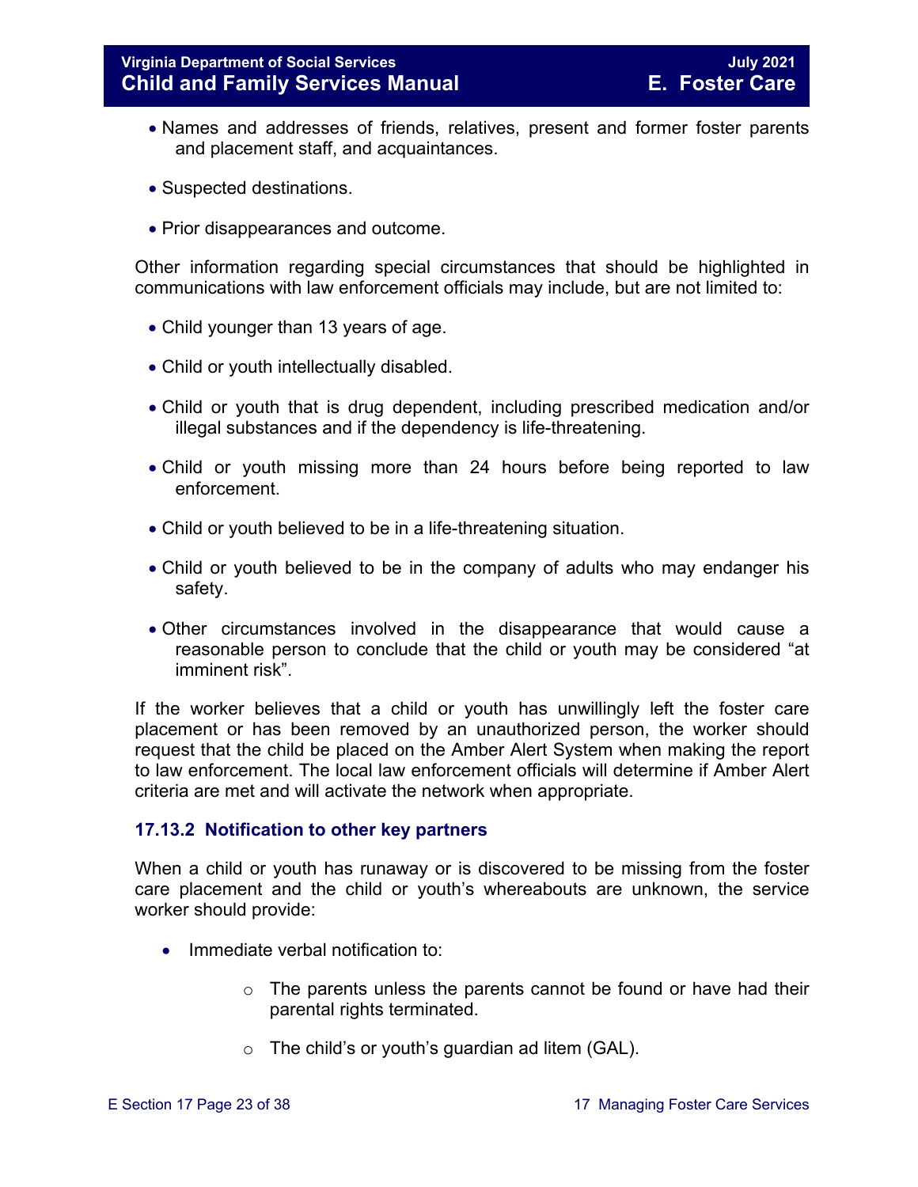- Names and addresses of friends, relatives, present and former foster parents and placement staff, and acquaintances.
- Suspected destinations.
- Prior disappearances and outcome.

Other information regarding special circumstances that should be highlighted in communications with law enforcement officials may include, but are not limited to:

- Child younger than 13 years of age.
- Child or youth intellectually disabled.
- Child or youth that is drug dependent, including prescribed medication and/or illegal substances and if the dependency is life-threatening.
- Child or youth missing more than 24 hours before being reported to law enforcement.
- Child or youth believed to be in a life-threatening situation.
- Child or youth believed to be in the company of adults who may endanger his safety.
- Other circumstances involved in the disappearance that would cause a reasonable person to conclude that the child or youth may be considered "at imminent risk".

If the worker believes that a child or youth has unwillingly left the foster care placement or has been removed by an unauthorized person, the worker should request that the child be placed on the Amber Alert System when making the report to law enforcement. The local law enforcement officials will determine if Amber Alert criteria are met and will activate the network when appropriate.

### 17.13.2 Notification to other key partners

When a child or youth has runaway or is discovered to be missing from the foster care placement and the child or youth's whereabouts are unknown, the service worker should provide:

- Immediate verbal notification to:
    - The parents unless the parents cannot be found or have had their parental rights terminated.
    - The child's or youth's guardian ad litem (GAL).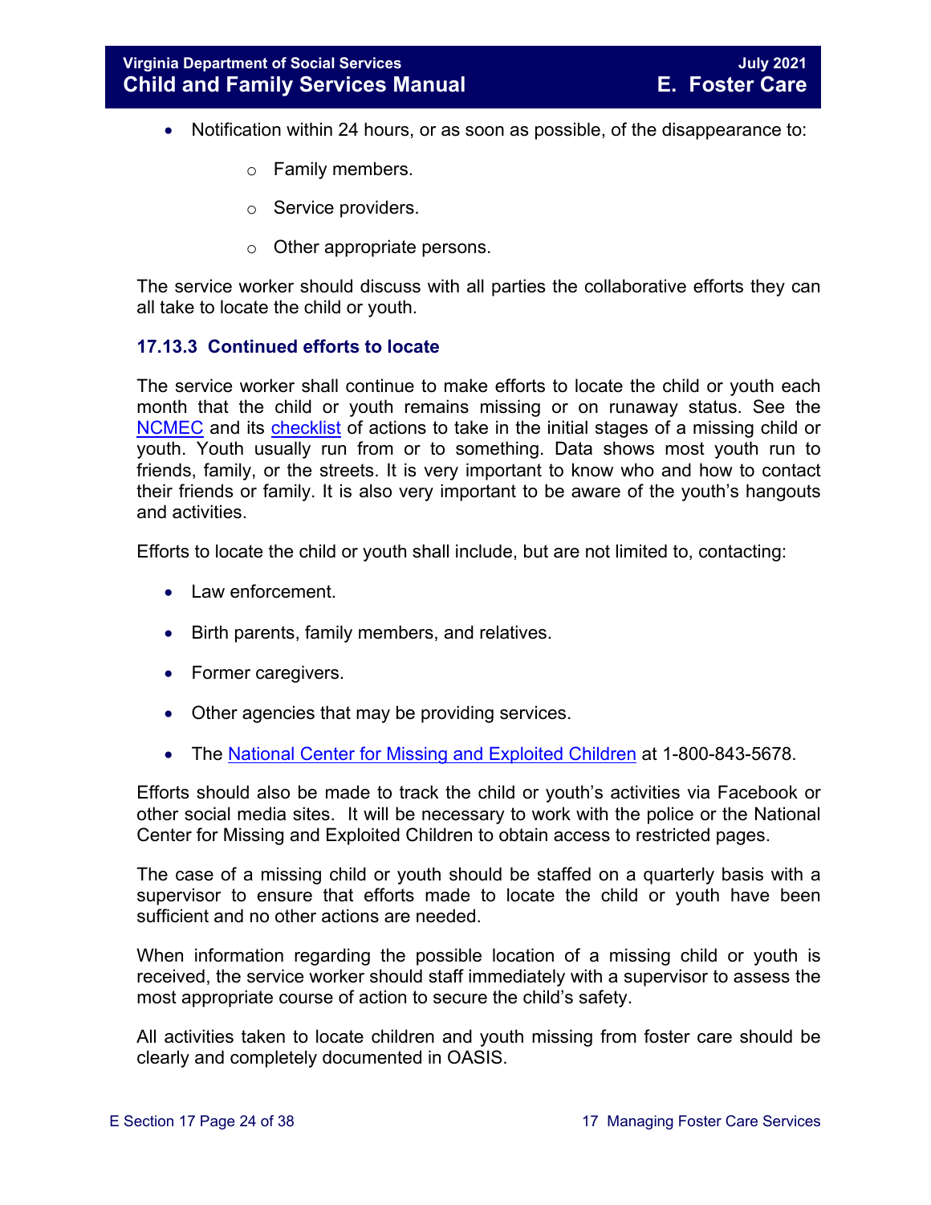- Notification within 24 hours, or as soon as possible, of the disappearance to:
    - Family members.
    - Service providers.
    - Other appropriate persons.

The service worker should discuss with all parties the collaborative efforts they can all take to locate the child or youth.

### 17.13.3 Continued efforts to locate

The service worker shall continue to make efforts to locate the child or youth each month that the child or youth remains missing or on runaway status. See the NCMEC and its checklist of actions to take in the initial stages of a missing child or youth. Youth usually run from or to something. Data shows most youth run to friends, family, or the streets. It is very important to know who and how to contact their friends or family. It is also very important to be aware of the youth's hangouts and activities.

Efforts to locate the child or youth shall include, but are not limited to, contacting:

- Law enforcement.
- Birth parents, family members, and relatives.
- Former caregivers.
- Other agencies that may be providing services.
- The National Center for Missing and Exploited Children at 1-800-843-5678.

Efforts should also be made to track the child or youth's activities via Facebook or other social media sites. It will be necessary to work with the police or the National Center for Missing and Exploited Children to obtain access to restricted pages.

The case of a missing child or youth should be staffed on a quarterly basis with a supervisor to ensure that efforts made to locate the child or youth have been sufficient and no other actions are needed.

When information regarding the possible location of a missing child or youth is received, the service worker should staff immediately with a supervisor to assess the most appropriate course of action to secure the child's safety.

All activities taken to locate children and youth missing from foster care should be clearly and completely documented in OASIS.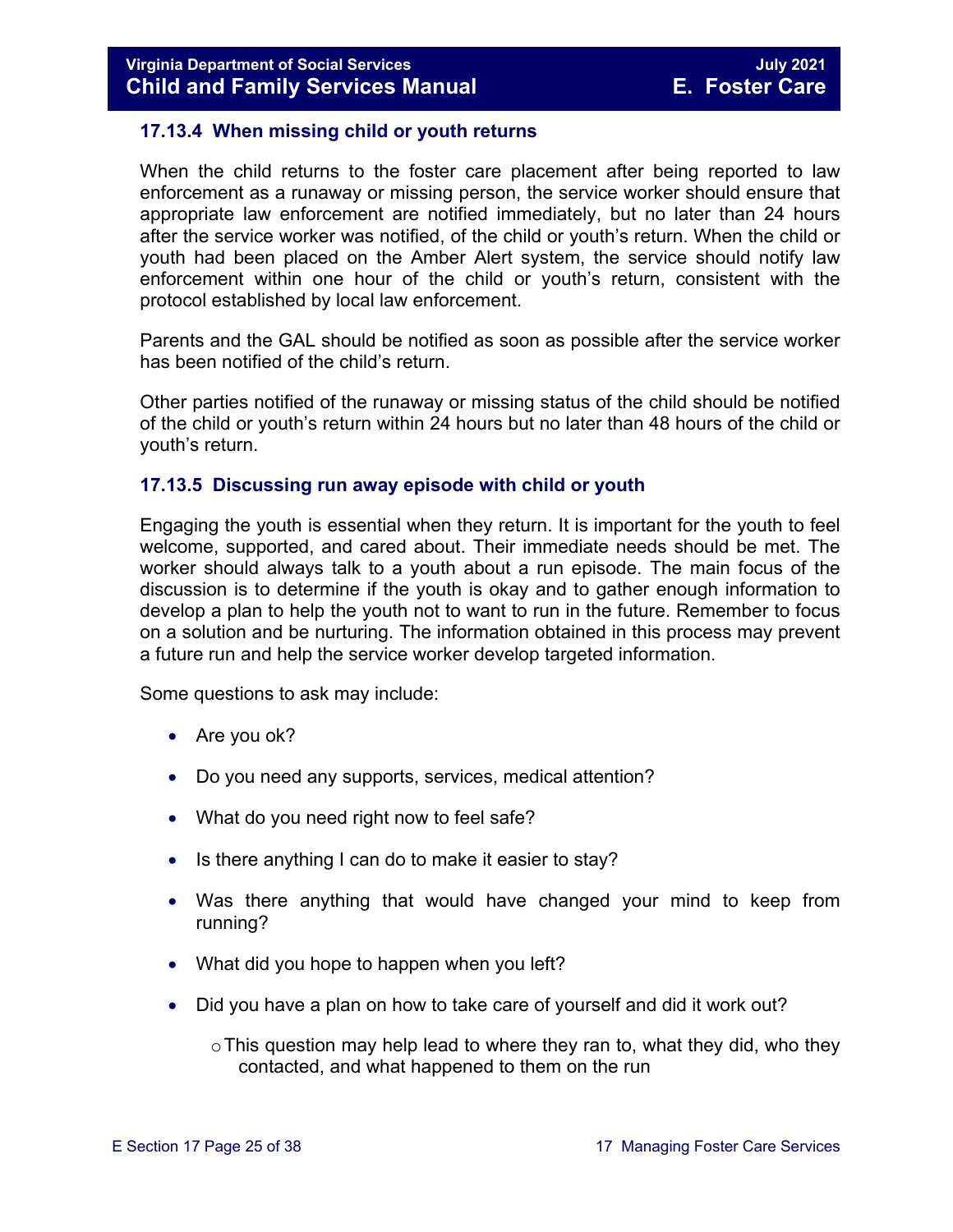### 17.13.4 When missing child or youth returns

When the child returns to the foster care placement after being reported to law enforcement as a runaway or missing person, the service worker should ensure that appropriate law enforcement are notified immediately, but no later than 24 hours after the service worker was notified, of the child or youth's return. When the child or youth had been placed on the Amber Alert system, the service should notify law enforcement within one hour of the child or youth's return, consistent with the protocol established by local law enforcement.

Parents and the GAL should be notified as soon as possible after the service worker has been notified of the child's return.

Other parties notified of the runaway or missing status of the child should be notified of the child or youth's return within 24 hours but no later than 48 hours of the child or youth's return.

### 17.13.5 Discussing run away episode with child or youth

Engaging the youth is essential when they return. It is important for the youth to feel welcome, supported, and cared about. Their immediate needs should be met. The worker should always talk to a youth about a run episode. The main focus of the discussion is to determine if the youth is okay and to gather enough information to develop a plan to help the youth not to want to run in the future. Remember to focus on a solution and be nurturing. The information obtained in this process may prevent a future run and help the service worker develop targeted information.

Some questions to ask may include:

- Are you ok?
- Do you need any supports, services, medical attention?
- What do you need right now to feel safe?
- Is there anything I can do to make it easier to stay?
- Was there anything that would have changed your mind to keep from running?
- What did you hope to happen when you left?
- Did you have a plan on how to take care of yourself and did it work out?
    - This question may help lead to where they ran to, what they did, who they contacted, and what happened to them on the run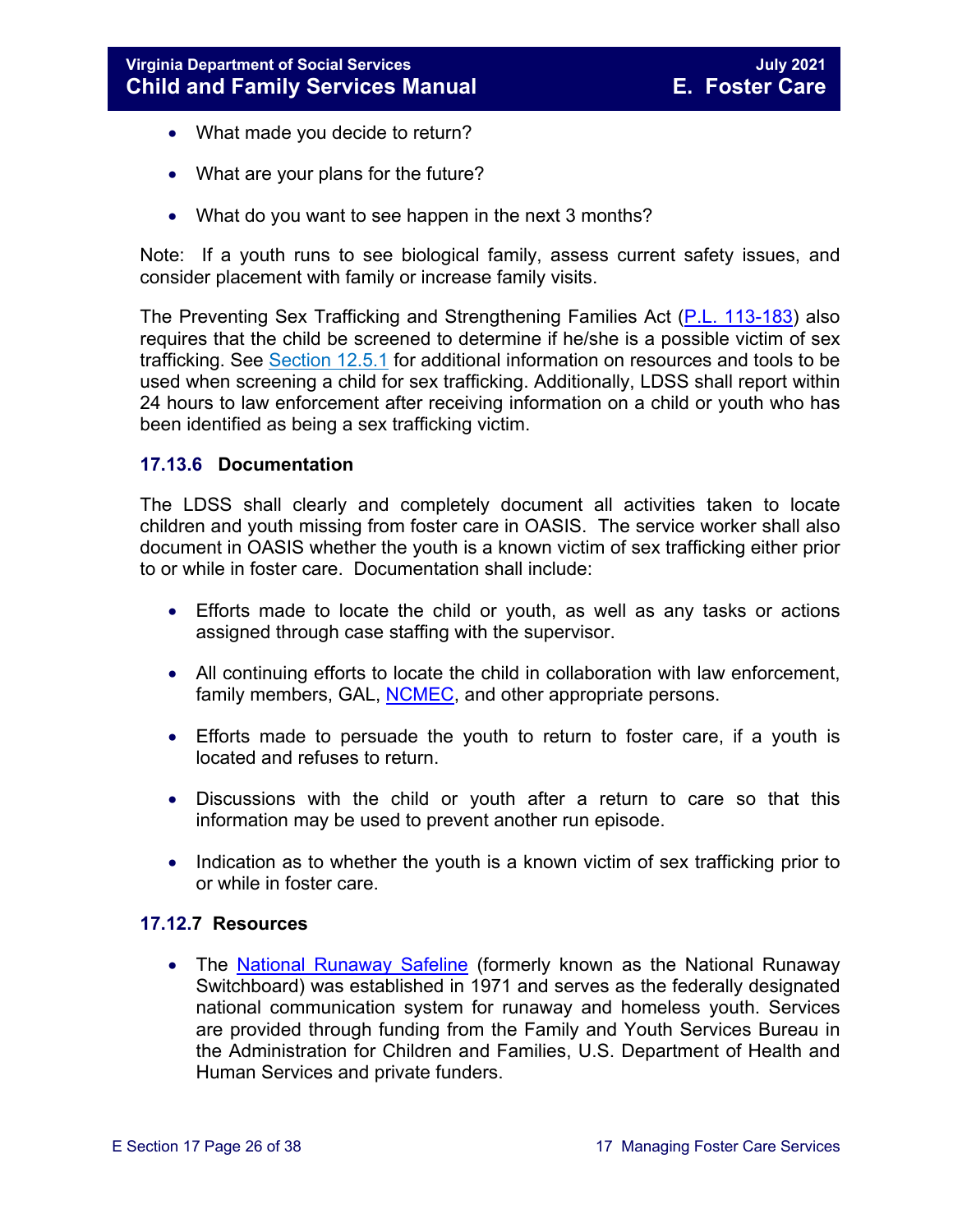- What made you decide to return?
- What are your plans for the future?
- What do you want to see happen in the next 3 months?

Note: If a youth runs to see biological family, assess current safety issues, and consider placement with family or increase family visits.

The Preventing Sex Trafficking and Strengthening Families Act (P.L. 113-183) also requires that the child be screened to determine if he/she is a possible victim of sex trafficking. See Section 12.5.1 for additional information on resources and tools to be used when screening a child for sex trafficking. Additionally, LDSS shall report within 24 hours to law enforcement after receiving information on a child or youth who has been identified as being a sex trafficking victim.

### 17.13.6 Documentation

The LDSS shall clearly and completely document all activities taken to locate children and youth missing from foster care in OASIS. The service worker shall also document in OASIS whether the youth is a known victim of sex trafficking either prior to or while in foster care. Documentation shall include:

- Efforts made to locate the child or youth, as well as any tasks or actions assigned through case staffing with the supervisor.
- All continuing efforts to locate the child in collaboration with law enforcement, family members, GAL, NCMEC, and other appropriate persons.
- Efforts made to persuade the youth to return to foster care, if a youth is located and refuses to return.
- Discussions with the child or youth after a return to care so that this information may be used to prevent another run episode.
- Indication as to whether the youth is a known victim of sex trafficking prior to or while in foster care.

### 17.12.7 Resources

- The National Runaway Safeline (formerly known as the National Runaway Switchboard) was established in 1971 and serves as the federally designated national communication system for runaway and homeless youth. Services are provided through funding from the Family and Youth Services Bureau in the Administration for Children and Families, U.S. Department of Health and Human Services and private funders.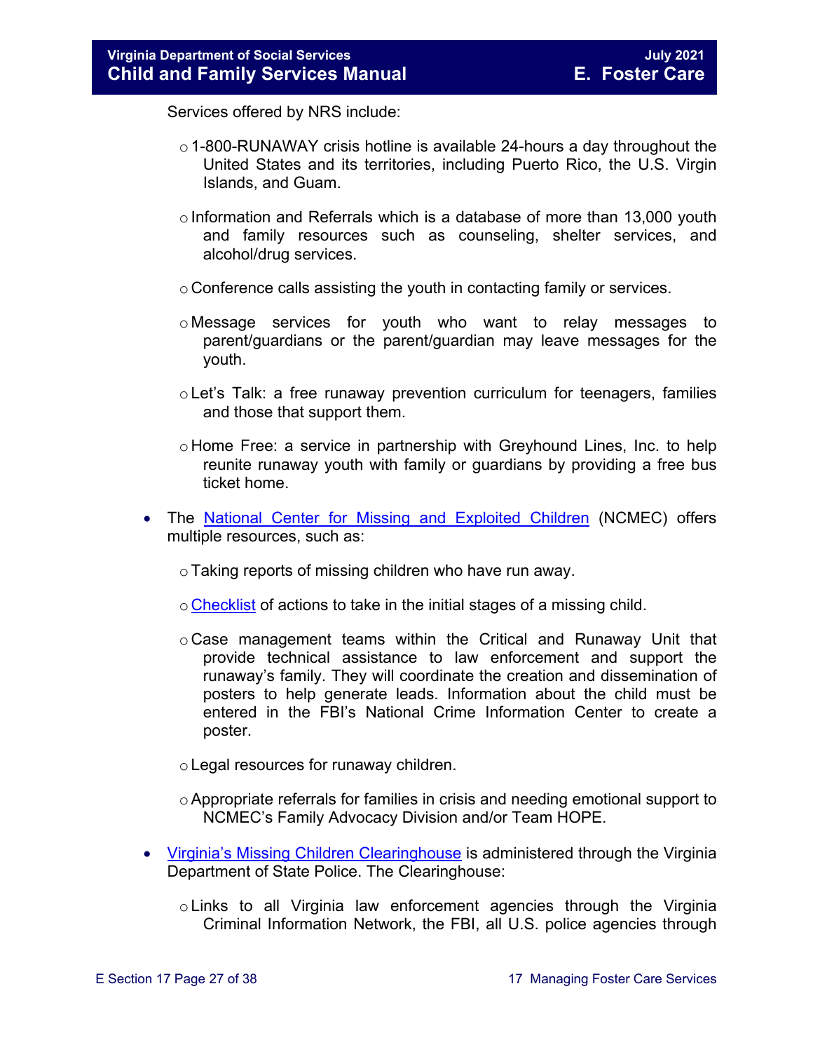Services offered by NRS include:

- 1-800-RUNAWAY crisis hotline is available 24-hours a day throughout the United States and its territories, including Puerto Rico, the U.S. Virgin Islands, and Guam.

- Information and Referrals which is a database of more than 13,000 youth and family resources such as counseling, shelter services, and alcohol/drug services.

- Conference calls assisting the youth in contacting family or services.

- Message services for youth who want to relay messages to parent/guardians or the parent/guardian may leave messages for the youth.

- Let's Talk: a free runaway prevention curriculum for teenagers, families and those that support them.

- Home Free: a service in partnership with Greyhound Lines, Inc. to help reunite runaway youth with family or guardians by providing a free bus ticket home.

- The [National Center for Missing and Exploited Children](#) (NCMEC) offers multiple resources, such as:

  - Taking reports of missing children who have run away.

  - [Checklist](#) of actions to take in the initial stages of a missing child.

  - Case management teams within the Critical and Runaway Unit that provide technical assistance to law enforcement and support the runaway's family. They will coordinate the creation and dissemination of posters to help generate leads. Information about the child must be entered in the FBI's National Crime Information Center to create a poster.

  - Legal resources for runaway children.

  - Appropriate referrals for families in crisis and needing emotional support to NCMEC's Family Advocacy Division and/or Team HOPE.

- [Virginia's Missing Children Clearinghouse](#) is administered through the Virginia Department of State Police. The Clearinghouse:

  - Links to all Virginia law enforcement agencies through the Virginia Criminal Information Network, the FBI, all U.S. police agencies through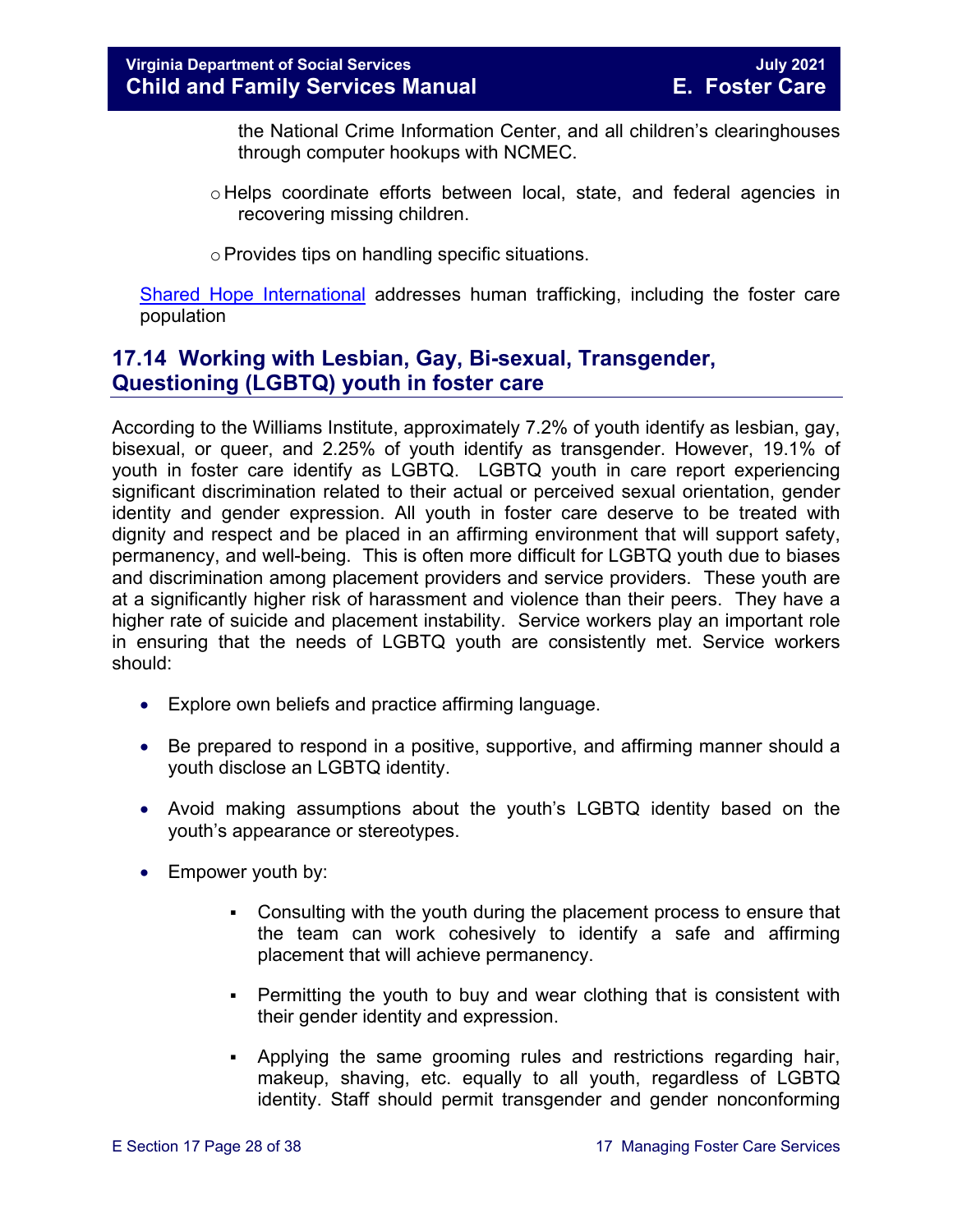the National Crime Information Center, and all children's clearinghouses through computer hookups with NCMEC.

- Helps coordinate efforts between local, state, and federal agencies in recovering missing children.
- Provides tips on handling specific situations.

[Shared Hope International](#) addresses human trafficking, including the foster care population

## 17.14 Working with Lesbian, Gay, Bi-sexual, Transgender, Questioning (LGBTQ) youth in foster care

According to the Williams Institute, approximately 7.2% of youth identify as lesbian, gay, bisexual, or queer, and 2.25% of youth identify as transgender. However, 19.1% of youth in foster care identify as LGBTQ. LGBTQ youth in care report experiencing significant discrimination related to their actual or perceived sexual orientation, gender identity and gender expression. All youth in foster care deserve to be treated with dignity and respect and be placed in an affirming environment that will support safety, permanency, and well-being. This is often more difficult for LGBTQ youth due to biases and discrimination among placement providers and service providers. These youth are at a significantly higher risk of harassment and violence than their peers. They have a higher rate of suicide and placement instability. Service workers play an important role in ensuring that the needs of LGBTQ youth are consistently met. Service workers should:

- Explore own beliefs and practice affirming language.
- Be prepared to respond in a positive, supportive, and affirming manner should a youth disclose an LGBTQ identity.
- Avoid making assumptions about the youth's LGBTQ identity based on the youth's appearance or stereotypes.
- Empower youth by:
    - Consulting with the youth during the placement process to ensure that the team can work cohesively to identify a safe and affirming placement that will achieve permanency.
    - Permitting the youth to buy and wear clothing that is consistent with their gender identity and expression.
    - Applying the same grooming rules and restrictions regarding hair, makeup, shaving, etc. equally to all youth, regardless of LGBTQ identity. Staff should permit transgender and gender nonconforming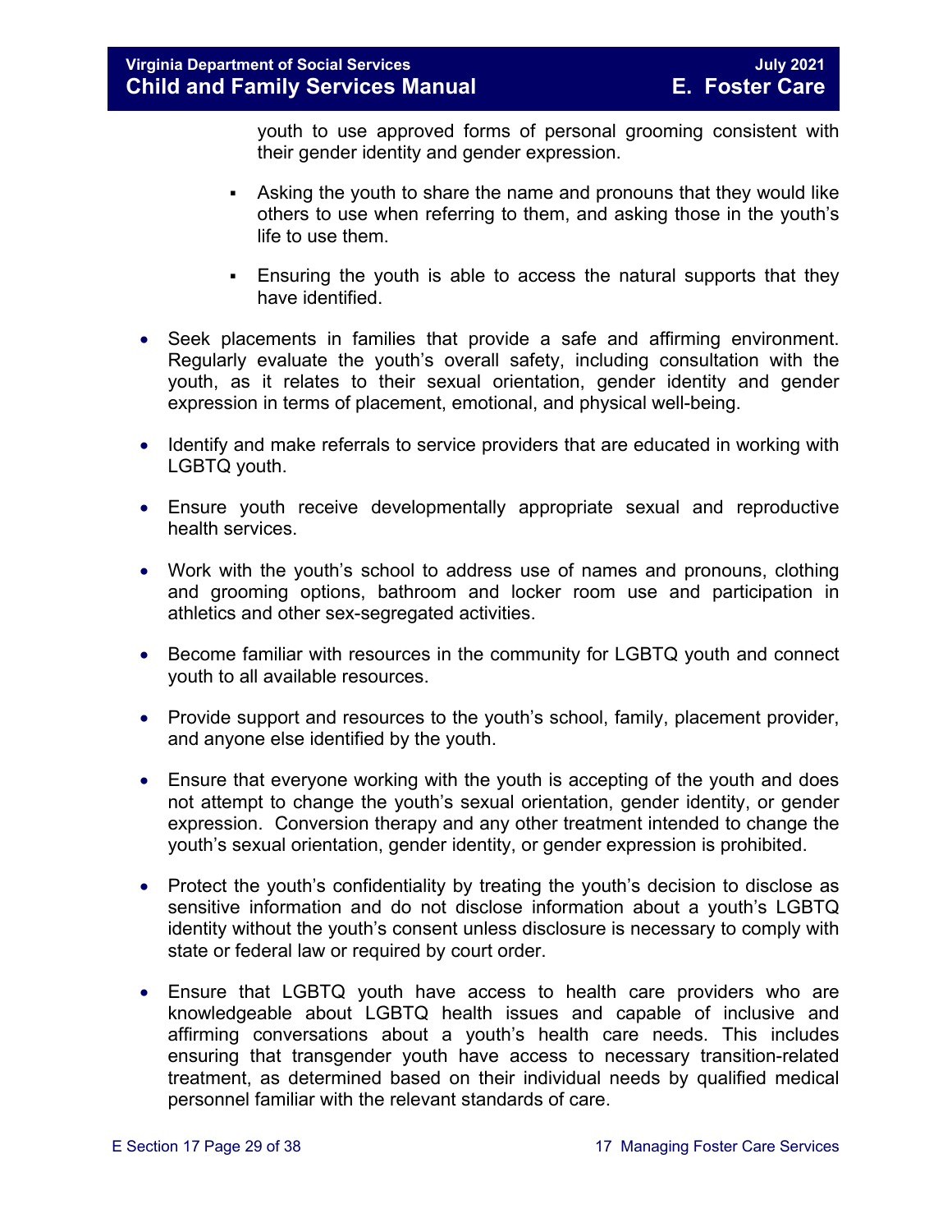youth to use approved forms of personal grooming consistent with their gender identity and gender expression.

  - Asking the youth to share the name and pronouns that they would like others to use when referring to them, and asking those in the youth's life to use them.

  - Ensuring the youth is able to access the natural supports that they have identified.

- Seek placements in families that provide a safe and affirming environment. Regularly evaluate the youth's overall safety, including consultation with the youth, as it relates to their sexual orientation, gender identity and gender expression in terms of placement, emotional, and physical well-being.

- Identify and make referrals to service providers that are educated in working with LGBTQ youth.

- Ensure youth receive developmentally appropriate sexual and reproductive health services.

- Work with the youth's school to address use of names and pronouns, clothing and grooming options, bathroom and locker room use and participation in athletics and other sex-segregated activities.

- Become familiar with resources in the community for LGBTQ youth and connect youth to all available resources.

- Provide support and resources to the youth's school, family, placement provider, and anyone else identified by the youth.

- Ensure that everyone working with the youth is accepting of the youth and does not attempt to change the youth's sexual orientation, gender identity, or gender expression. Conversion therapy and any other treatment intended to change the youth's sexual orientation, gender identity, or gender expression is prohibited.

- Protect the youth's confidentiality by treating the youth's decision to disclose as sensitive information and do not disclose information about a youth's LGBTQ identity without the youth's consent unless disclosure is necessary to comply with state or federal law or required by court order.

- Ensure that LGBTQ youth have access to health care providers who are knowledgeable about LGBTQ health issues and capable of inclusive and affirming conversations about a youth's health care needs. This includes ensuring that transgender youth have access to necessary transition-related treatment, as determined based on their individual needs by qualified medical personnel familiar with the relevant standards of care.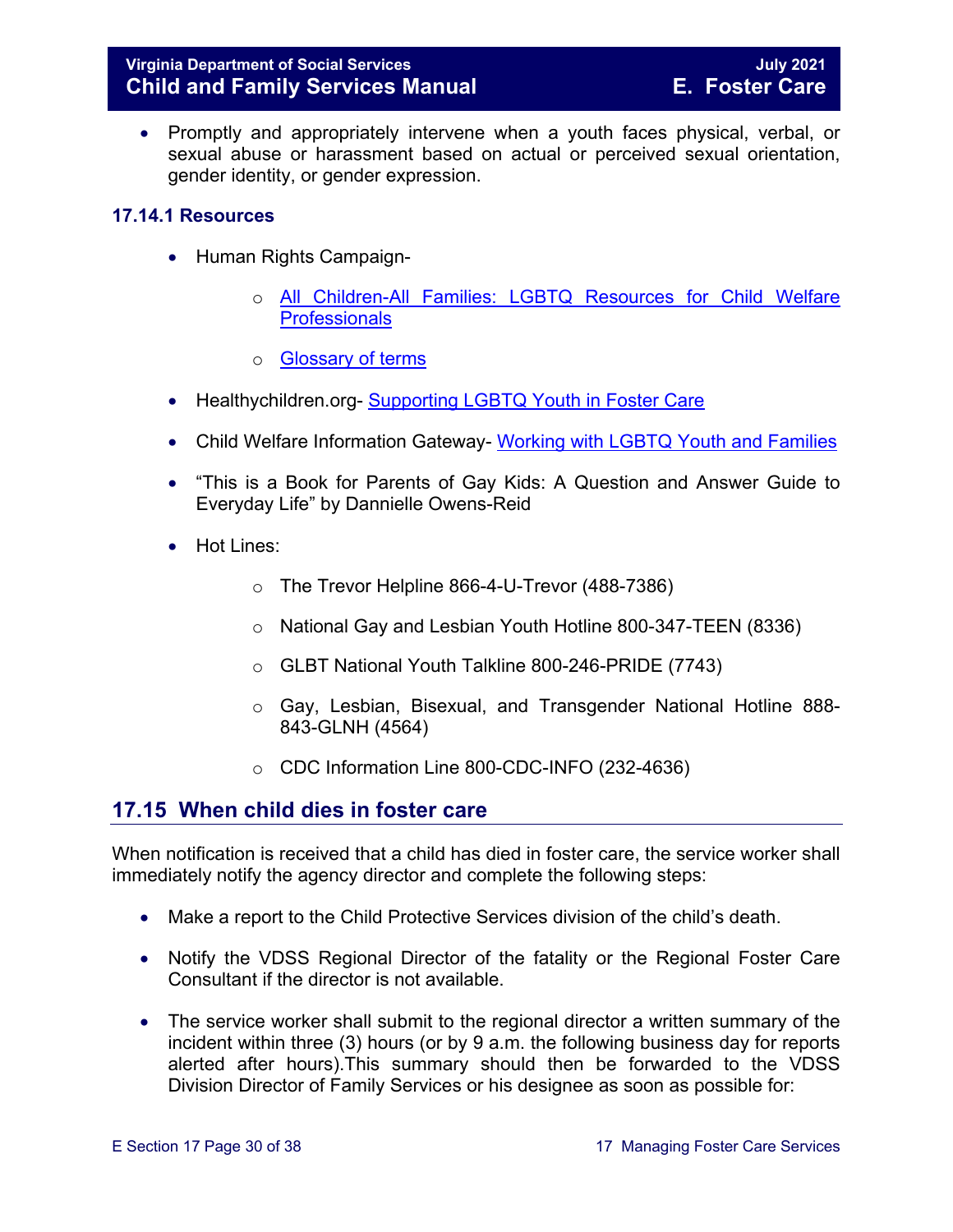- Promptly and appropriately intervene when a youth faces physical, verbal, or sexual abuse or harassment based on actual or perceived sexual orientation, gender identity, or gender expression.

### 17.14.1 Resources

- Human Rights Campaign-
  - All Children-All Families: LGBTQ Resources for Child Welfare Professionals
  - Glossary of terms
- Healthychildren.org- Supporting LGBTQ Youth in Foster Care
- Child Welfare Information Gateway- Working with LGBTQ Youth and Families
- "This is a Book for Parents of Gay Kids: A Question and Answer Guide to Everyday Life" by Dannielle Owens-Reid
- Hot Lines:
  - The Trevor Helpline 866-4-U-Trevor (488-7386)
  - National Gay and Lesbian Youth Hotline 800-347-TEEN (8336)
  - GLBT National Youth Talkline 800-246-PRIDE (7743)
  - Gay, Lesbian, Bisexual, and Transgender National Hotline 888-843-GLNH (4564)
  - CDC Information Line 800-CDC-INFO (232-4636)

## 17.15 When child dies in foster care

When notification is received that a child has died in foster care, the service worker shall immediately notify the agency director and complete the following steps:

- Make a report to the Child Protective Services division of the child's death.
- Notify the VDSS Regional Director of the fatality or the Regional Foster Care Consultant if the director is not available.
- The service worker shall submit to the regional director a written summary of the incident within three (3) hours (or by 9 a.m. the following business day for reports alerted after hours).This summary should then be forwarded to the VDSS Division Director of Family Services or his designee as soon as possible for: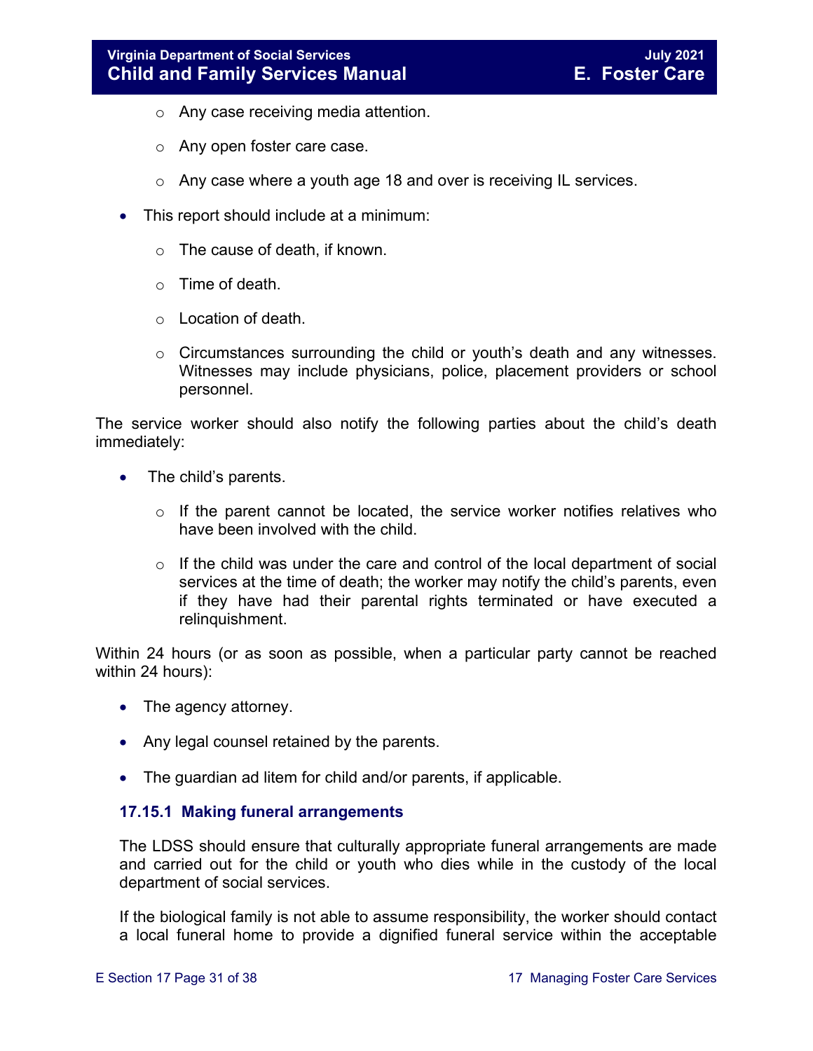- Any case receiving media attention.
  - Any open foster care case.
  - Any case where a youth age 18 and over is receiving IL services.
- This report should include at a minimum:
  - The cause of death, if known.
  - Time of death.
  - Location of death.
  - Circumstances surrounding the child or youth's death and any witnesses. Witnesses may include physicians, police, placement providers or school personnel.

The service worker should also notify the following parties about the child's death immediately:

- The child's parents.
  - If the parent cannot be located, the service worker notifies relatives who have been involved with the child.
  - If the child was under the care and control of the local department of social services at the time of death; the worker may notify the child's parents, even if they have had their parental rights terminated or have executed a relinquishment.

Within 24 hours (or as soon as possible, when a particular party cannot be reached within 24 hours):

- The agency attorney.
- Any legal counsel retained by the parents.
- The guardian ad litem for child and/or parents, if applicable.

### 17.15.1 Making funeral arrangements

The LDSS should ensure that culturally appropriate funeral arrangements are made and carried out for the child or youth who dies while in the custody of the local department of social services.

If the biological family is not able to assume responsibility, the worker should contact a local funeral home to provide a dignified funeral service within the acceptable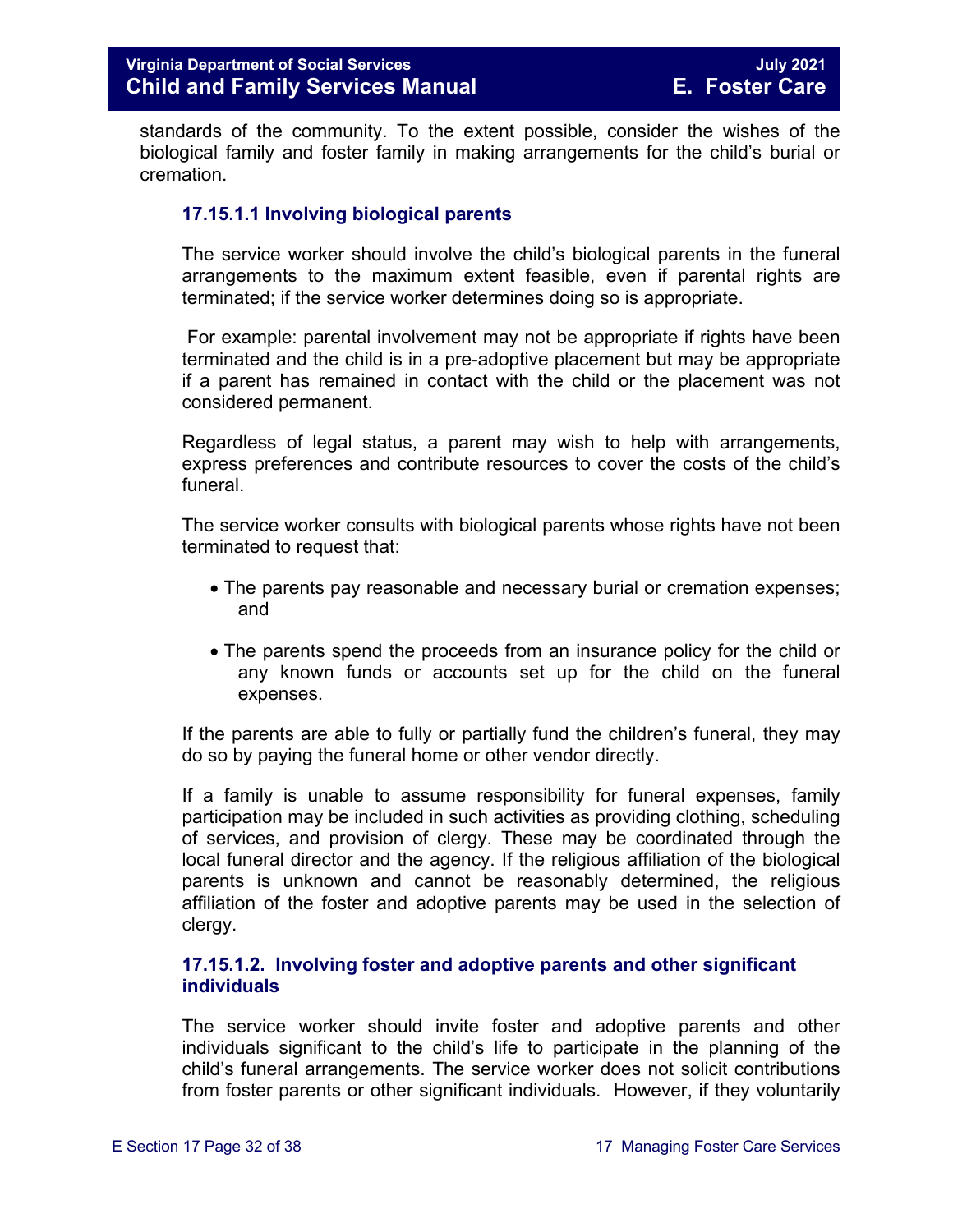standards of the community. To the extent possible, consider the wishes of the biological family and foster family in making arrangements for the child's burial or cremation.

#### 17.15.1.1 Involving biological parents

The service worker should involve the child's biological parents in the funeral arrangements to the maximum extent feasible, even if parental rights are terminated; if the service worker determines doing so is appropriate.

For example: parental involvement may not be appropriate if rights have been terminated and the child is in a pre-adoptive placement but may be appropriate if a parent has remained in contact with the child or the placement was not considered permanent.

Regardless of legal status, a parent may wish to help with arrangements, express preferences and contribute resources to cover the costs of the child's funeral.

The service worker consults with biological parents whose rights have not been terminated to request that:

- The parents pay reasonable and necessary burial or cremation expenses; and
- The parents spend the proceeds from an insurance policy for the child or any known funds or accounts set up for the child on the funeral expenses.

If the parents are able to fully or partially fund the children's funeral, they may do so by paying the funeral home or other vendor directly.

If a family is unable to assume responsibility for funeral expenses, family participation may be included in such activities as providing clothing, scheduling of services, and provision of clergy. These may be coordinated through the local funeral director and the agency. If the religious affiliation of the biological parents is unknown and cannot be reasonably determined, the religious affiliation of the foster and adoptive parents may be used in the selection of clergy.

#### 17.15.1.2. Involving foster and adoptive parents and other significant individuals

The service worker should invite foster and adoptive parents and other individuals significant to the child's life to participate in the planning of the child's funeral arrangements. The service worker does not solicit contributions from foster parents or other significant individuals. However, if they voluntarily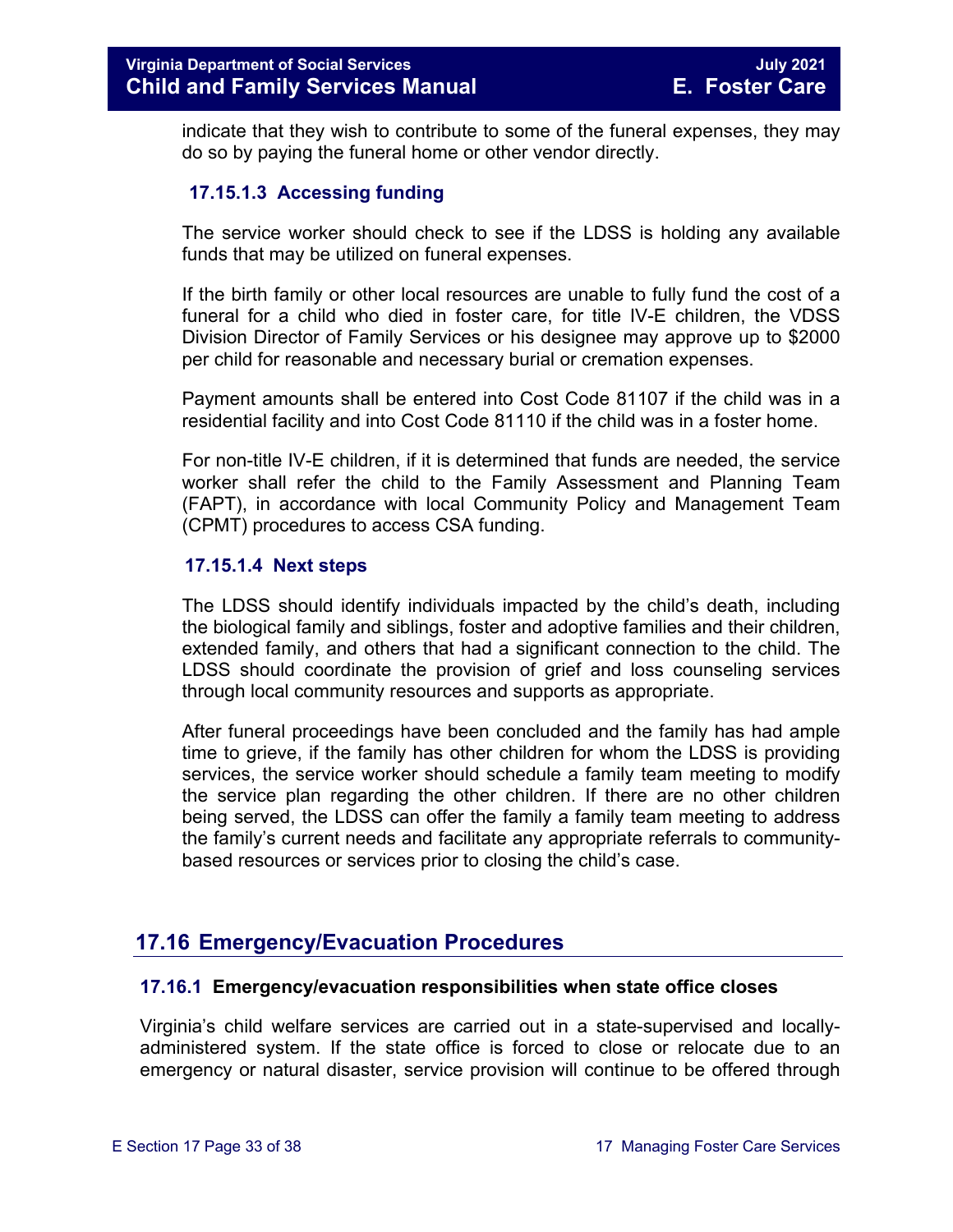indicate that they wish to contribute to some of the funeral expenses, they may do so by paying the funeral home or other vendor directly.

#### 17.15.1.3 Accessing funding

The service worker should check to see if the LDSS is holding any available funds that may be utilized on funeral expenses.

If the birth family or other local resources are unable to fully fund the cost of a funeral for a child who died in foster care, for title IV-E children, the VDSS Division Director of Family Services or his designee may approve up to $2000 per child for reasonable and necessary burial or cremation expenses.

Payment amounts shall be entered into Cost Code 81107 if the child was in a residential facility and into Cost Code 81110 if the child was in a foster home.

For non-title IV-E children, if it is determined that funds are needed, the service worker shall refer the child to the Family Assessment and Planning Team (FAPT), in accordance with local Community Policy and Management Team (CPMT) procedures to access CSA funding.

#### 17.15.1.4 Next steps

The LDSS should identify individuals impacted by the child's death, including the biological family and siblings, foster and adoptive families and their children, extended family, and others that had a significant connection to the child. The LDSS should coordinate the provision of grief and loss counseling services through local community resources and supports as appropriate.

After funeral proceedings have been concluded and the family has had ample time to grieve, if the family has other children for whom the LDSS is providing services, the service worker should schedule a family team meeting to modify the service plan regarding the other children. If there are no other children being served, the LDSS can offer the family a family team meeting to address the family's current needs and facilitate any appropriate referrals to community-based resources or services prior to closing the child's case.

## 17.16 Emergency/Evacuation Procedures

### 17.16.1 Emergency/evacuation responsibilities when state office closes

Virginia's child welfare services are carried out in a state-supervised and locally-administered system. If the state office is forced to close or relocate due to an emergency or natural disaster, service provision will continue to be offered through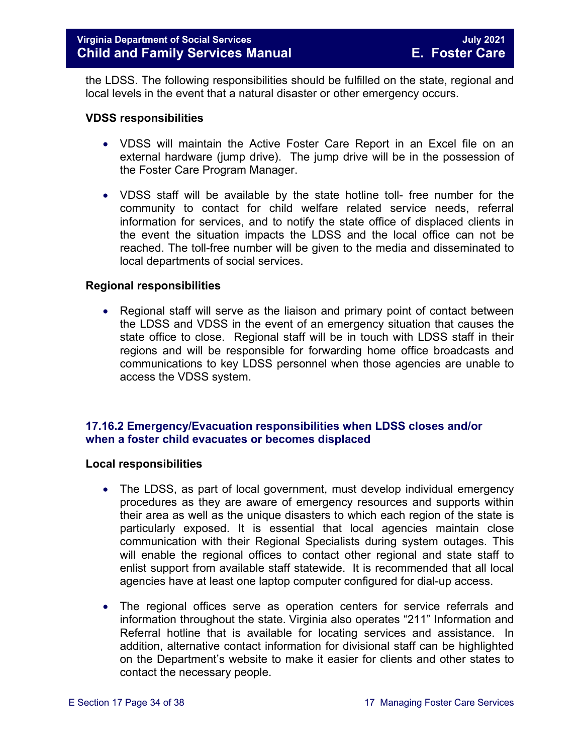the LDSS. The following responsibilities should be fulfilled on the state, regional and local levels in the event that a natural disaster or other emergency occurs.

**VDSS responsibilities**

- VDSS will maintain the Active Foster Care Report in an Excel file on an external hardware (jump drive). The jump drive will be in the possession of the Foster Care Program Manager.

- VDSS staff will be available by the state hotline toll- free number for the community to contact for child welfare related service needs, referral information for services, and to notify the state office of displaced clients in the event the situation impacts the LDSS and the local office can not be reached. The toll-free number will be given to the media and disseminated to local departments of social services.

**Regional responsibilities**

- Regional staff will serve as the liaison and primary point of contact between the LDSS and VDSS in the event of an emergency situation that causes the state office to close. Regional staff will be in touch with LDSS staff in their regions and will be responsible for forwarding home office broadcasts and communications to key LDSS personnel when those agencies are unable to access the VDSS system.

### 17.16.2 Emergency/Evacuation responsibilities when LDSS closes and/or when a foster child evacuates or becomes displaced

**Local responsibilities**

- The LDSS, as part of local government, must develop individual emergency procedures as they are aware of emergency resources and supports within their area as well as the unique disasters to which each region of the state is particularly exposed. It is essential that local agencies maintain close communication with their Regional Specialists during system outages. This will enable the regional offices to contact other regional and state staff to enlist support from available staff statewide. It is recommended that all local agencies have at least one laptop computer configured for dial-up access.

- The regional offices serve as operation centers for service referrals and information throughout the state. Virginia also operates "211" Information and Referral hotline that is available for locating services and assistance. In addition, alternative contact information for divisional staff can be highlighted on the Department's website to make it easier for clients and other states to contact the necessary people.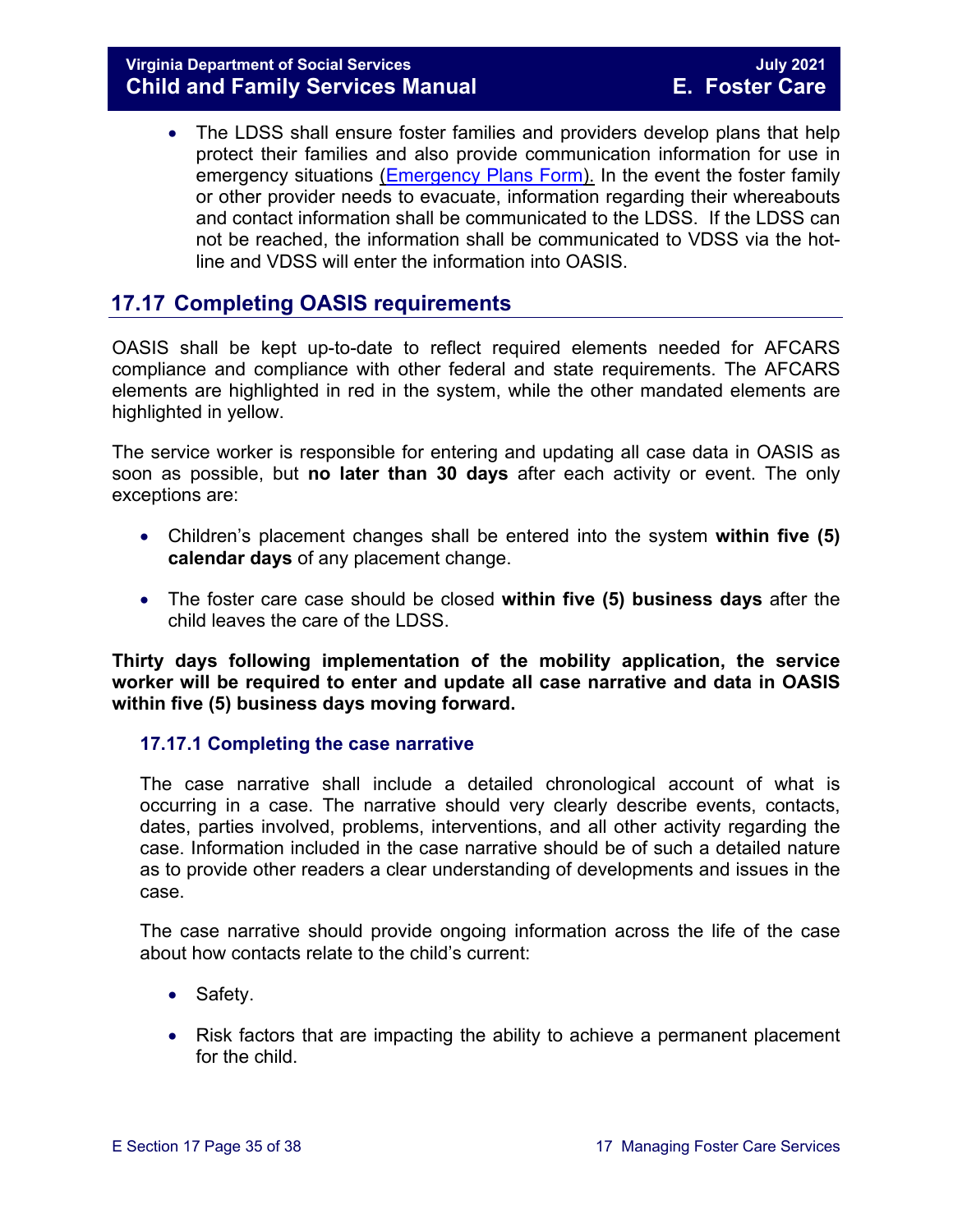- The LDSS shall ensure foster families and providers develop plans that help protect their families and also provide communication information for use in emergency situations (Emergency Plans Form). In the event the foster family or other provider needs to evacuate, information regarding their whereabouts and contact information shall be communicated to the LDSS. If the LDSS can not be reached, the information shall be communicated to VDSS via the hot-line and VDSS will enter the information into OASIS.

## 17.17 Completing OASIS requirements

OASIS shall be kept up-to-date to reflect required elements needed for AFCARS compliance and compliance with other federal and state requirements. The AFCARS elements are highlighted in red in the system, while the other mandated elements are highlighted in yellow.

The service worker is responsible for entering and updating all case data in OASIS as soon as possible, but **no later than 30 days** after each activity or event. The only exceptions are:

- Children's placement changes shall be entered into the system **within five (5) calendar days** of any placement change.

- The foster care case should be closed **within five (5) business days** after the child leaves the care of the LDSS.

**Thirty days following implementation of the mobility application, the service worker will be required to enter and update all case narrative and data in OASIS within five (5) business days moving forward.**

### 17.17.1 Completing the case narrative

The case narrative shall include a detailed chronological account of what is occurring in a case. The narrative should very clearly describe events, contacts, dates, parties involved, problems, interventions, and all other activity regarding the case. Information included in the case narrative should be of such a detailed nature as to provide other readers a clear understanding of developments and issues in the case.

The case narrative should provide ongoing information across the life of the case about how contacts relate to the child's current:

- Safety.

- Risk factors that are impacting the ability to achieve a permanent placement for the child.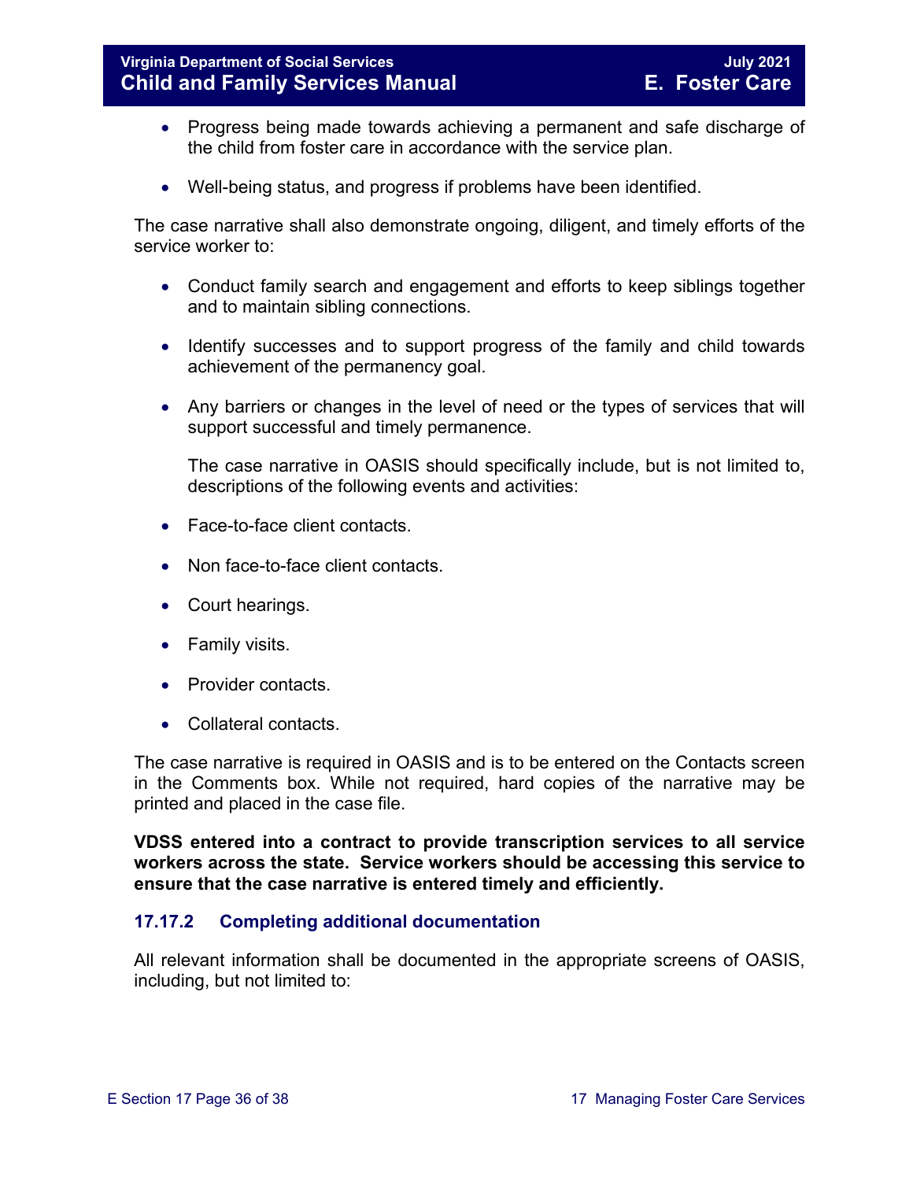- Progress being made towards achieving a permanent and safe discharge of the child from foster care in accordance with the service plan.

- Well-being status, and progress if problems have been identified.

The case narrative shall also demonstrate ongoing, diligent, and timely efforts of the service worker to:

- Conduct family search and engagement and efforts to keep siblings together and to maintain sibling connections.

- Identify successes and to support progress of the family and child towards achievement of the permanency goal.

- Any barriers or changes in the level of need or the types of services that will support successful and timely permanence.

  The case narrative in OASIS should specifically include, but is not limited to, descriptions of the following events and activities:

- Face-to-face client contacts.

- Non face-to-face client contacts.

- Court hearings.

- Family visits.

- Provider contacts.

- Collateral contacts.

The case narrative is required in OASIS and is to be entered on the Contacts screen in the Comments box. While not required, hard copies of the narrative may be printed and placed in the case file.

**VDSS entered into a contract to provide transcription services to all service workers across the state. Service workers should be accessing this service to ensure that the case narrative is entered timely and efficiently.**

### 17.17.2 Completing additional documentation

All relevant information shall be documented in the appropriate screens of OASIS, including, but not limited to: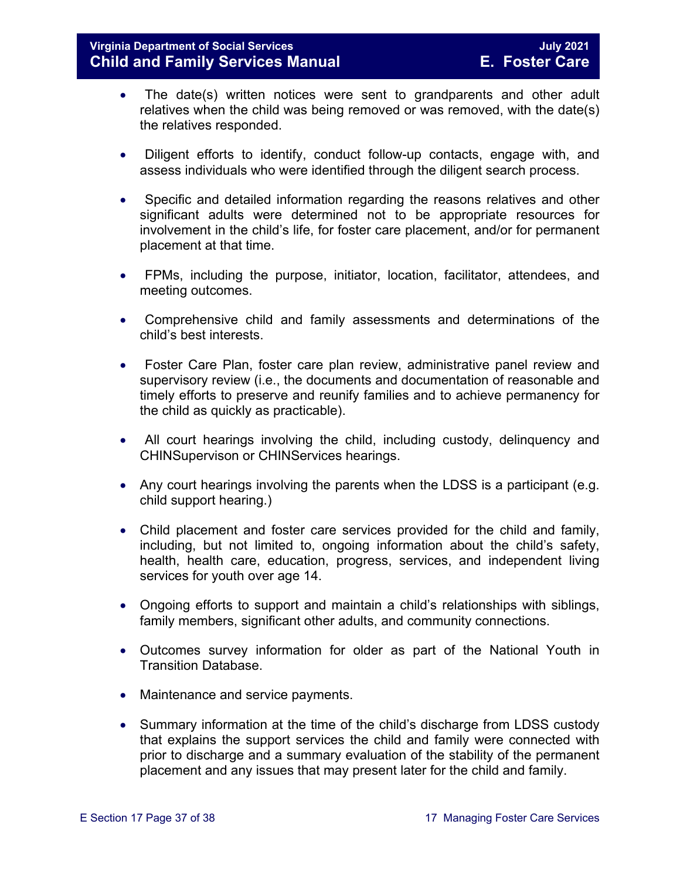- The date(s) written notices were sent to grandparents and other adult relatives when the child was being removed or was removed, with the date(s) the relatives responded.

- Diligent efforts to identify, conduct follow-up contacts, engage with, and assess individuals who were identified through the diligent search process.

- Specific and detailed information regarding the reasons relatives and other significant adults were determined not to be appropriate resources for involvement in the child's life, for foster care placement, and/or for permanent placement at that time.

- FPMs, including the purpose, initiator, location, facilitator, attendees, and meeting outcomes.

- Comprehensive child and family assessments and determinations of the child's best interests.

- Foster Care Plan, foster care plan review, administrative panel review and supervisory review (i.e., the documents and documentation of reasonable and timely efforts to preserve and reunify families and to achieve permanency for the child as quickly as practicable).

- All court hearings involving the child, including custody, delinquency and CHINSupervison or CHINServices hearings.

- Any court hearings involving the parents when the LDSS is a participant (e.g. child support hearing.)

- Child placement and foster care services provided for the child and family, including, but not limited to, ongoing information about the child's safety, health, health care, education, progress, services, and independent living services for youth over age 14.

- Ongoing efforts to support and maintain a child's relationships with siblings, family members, significant other adults, and community connections.

- Outcomes survey information for older as part of the National Youth in Transition Database.

- Maintenance and service payments.

- Summary information at the time of the child's discharge from LDSS custody that explains the support services the child and family were connected with prior to discharge and a summary evaluation of the stability of the permanent placement and any issues that may present later for the child and family.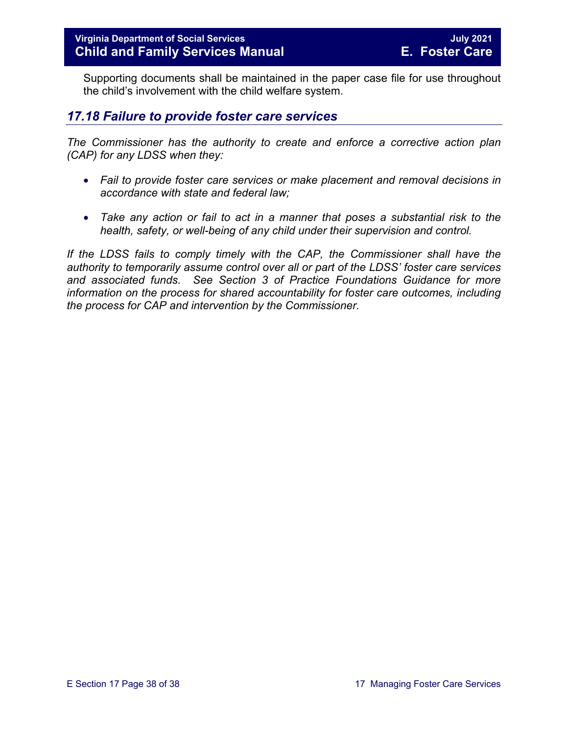Supporting documents shall be maintained in the paper case file for use throughout the child's involvement with the child welfare system.

## *17.18 Failure to provide foster care services*

*The Commissioner has the authority to create and enforce a corrective action plan (CAP) for any LDSS when they:*

- *Fail to provide foster care services or make placement and removal decisions in accordance with state and federal law;*
- *Take any action or fail to act in a manner that poses a substantial risk to the health, safety, or well-being of any child under their supervision and control.*

*If the LDSS fails to comply timely with the CAP, the Commissioner shall have the authority to temporarily assume control over all or part of the LDSS' foster care services and associated funds. See Section 3 of Practice Foundations Guidance for more information on the process for shared accountability for foster care outcomes, including the process for CAP and intervention by the Commissioner.*